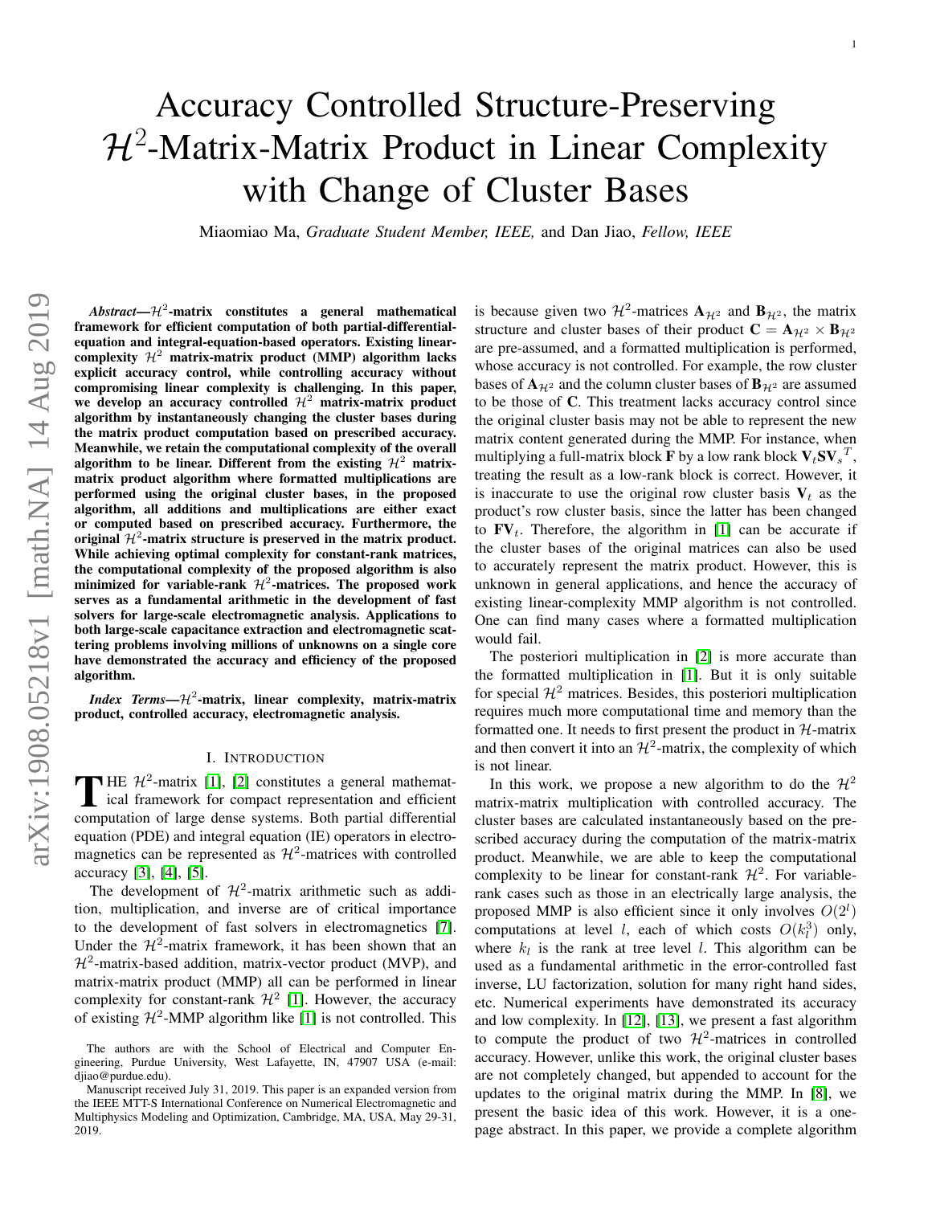# Accuracy Controlled Structure-Preserving $\mathcal{H}^2$-Matrix-Matrix Product in Linear Complexity with Change of Cluster Bases

Miaomiao Ma, *Graduate Student Member, IEEE,* and Dan Jiao, *Fellow, IEEE*

***Abstract*—$\mathcal{H}^2$-matrix constitutes a general mathematical framework for efficient computation of both partial-differential-equation and integral-equation-based operators. Existing linear-complexity $\mathcal{H}^2$ matrix-matrix product (MMP) algorithm lacks explicit accuracy control, while controlling accuracy without compromising linear complexity is challenging. In this paper, we develop an accuracy controlled $\mathcal{H}^2$ matrix-matrix product algorithm by instantaneously changing the cluster bases during the matrix product computation based on prescribed accuracy. Meanwhile, we retain the computational complexity of the overall algorithm to be linear. Different from the existing $\mathcal{H}^2$ matrix-matrix product algorithm where formatted multiplications are performed using the original cluster bases, in the proposed algorithm, all additions and multiplications are either exact or computed based on prescribed accuracy. Furthermore, the original $\mathcal{H}^2$-matrix structure is preserved in the matrix product. While achieving optimal complexity for constant-rank matrices, the computational complexity of the proposed algorithm is also minimized for variable-rank $\mathcal{H}^2$-matrices. The proposed work serves as a fundamental arithmetic in the development of fast solvers for large-scale electromagnetic analysis. Applications to both large-scale capacitance extraction and electromagnetic scattering problems involving millions of unknowns on a single core have demonstrated the accuracy and efficiency of the proposed algorithm.**

***Index Terms*—$\mathcal{H}^2$-matrix, linear complexity, matrix-matrix product, controlled accuracy, electromagnetic analysis.**

## I. Introduction

The $\mathcal{H}^2$-matrix [1], [2] constitutes a general mathematical framework for compact representation and efficient computation of large dense systems. Both partial differential equation (PDE) and integral equation (IE) operators in electromagnetics can be represented as $\mathcal{H}^2$-matrices with controlled accuracy [3], [4], [5].

The development of $\mathcal{H}^2$-matrix arithmetic such as addition, multiplication, and inverse are of critical importance to the development of fast solvers in electromagnetics [7]. Under the $\mathcal{H}^2$-matrix framework, it has been shown that an $\mathcal{H}^2$-matrix-based addition, matrix-vector product (MVP), and matrix-matrix product (MMP) all can be performed in linear complexity for constant-rank $\mathcal{H}^2$ [1]. However, the accuracy of existing $\mathcal{H}^2$-MMP algorithm like [1] is not controlled. This is because given two $\mathcal{H}^2$-matrices $\mathbf{A}_{\mathcal{H}^2}$ and $\mathbf{B}_{\mathcal{H}^2}$, the matrix structure and cluster bases of their product $\mathbf{C} = \mathbf{A}_{\mathcal{H}^2} \times \mathbf{B}_{\mathcal{H}^2}$ are pre-assumed, and a formatted multiplication is performed, whose accuracy is not controlled. For example, the row cluster bases of $\mathbf{A}_{\mathcal{H}^2}$ and the column cluster bases of $\mathbf{B}_{\mathcal{H}^2}$ are assumed to be those of $\mathbf{C}$. This treatment lacks accuracy control since the original cluster basis may not be able to represent the new matrix content generated during the MMP. For instance, when multiplying a full-matrix block $\mathbf{F}$ by a low rank block $\mathbf{V}_t\mathbf{S}\mathbf{V}_s{}^T$, treating the result as a low-rank block is correct. However, it is inaccurate to use the original row cluster basis $\mathbf{V}_t$ as the product's row cluster basis, since the latter has been changed to $\mathbf{F}\mathbf{V}_t$. Therefore, the algorithm in [1] can be accurate if the cluster bases of the original matrices can also be used to accurately represent the matrix product. However, this is unknown in general applications, and hence the accuracy of existing linear-complexity MMP algorithm is not controlled. One can find many cases where a formatted multiplication would fail.

The posteriori multiplication in [2] is more accurate than the formatted multiplication in [1]. But it is only suitable for special $\mathcal{H}^2$ matrices. Besides, this posteriori multiplication requires much more computational time and memory than the formatted one. It needs to first present the product in $\mathcal{H}$-matrix and then convert it into an $\mathcal{H}^2$-matrix, the complexity of which is not linear.

In this work, we propose a new algorithm to do the $\mathcal{H}^2$ matrix-matrix multiplication with controlled accuracy. The cluster bases are calculated instantaneously based on the prescribed accuracy during the computation of the matrix-matrix product. Meanwhile, we are able to keep the computational complexity to be linear for constant-rank $\mathcal{H}^2$. For variable-rank cases such as those in an electrically large analysis, the proposed MMP is also efficient since it only involves $O(2^l)$ computations at level $l$, each of which costs $O(k_l^3)$ only, where $k_l$ is the rank at tree level $l$. This algorithm can be used as a fundamental arithmetic in the error-controlled fast inverse, LU factorization, solution for many right hand sides, etc. Numerical experiments have demonstrated its accuracy and low complexity. In [12], [13], we present a fast algorithm to compute the product of two $\mathcal{H}^2$-matrices in controlled accuracy. However, unlike this work, the original cluster bases are not completely changed, but appended to account for the updates to the original matrix during the MMP. In [8], we present the basic idea of this work. However, it is a one-page abstract. In this paper, we provide a complete algorithm

The authors are with the School of Electrical and Computer Engineering, Purdue University, West Lafayette, IN, 47907 USA (e-mail: djiao@purdue.edu).

Manuscript received July 31, 2019. This paper is an expanded version from the IEEE MTT-S International Conference on Numerical Electromagnetic and Multiphysics Modeling and Optimization, Cambridge, MA, USA, May 29-31, 2019.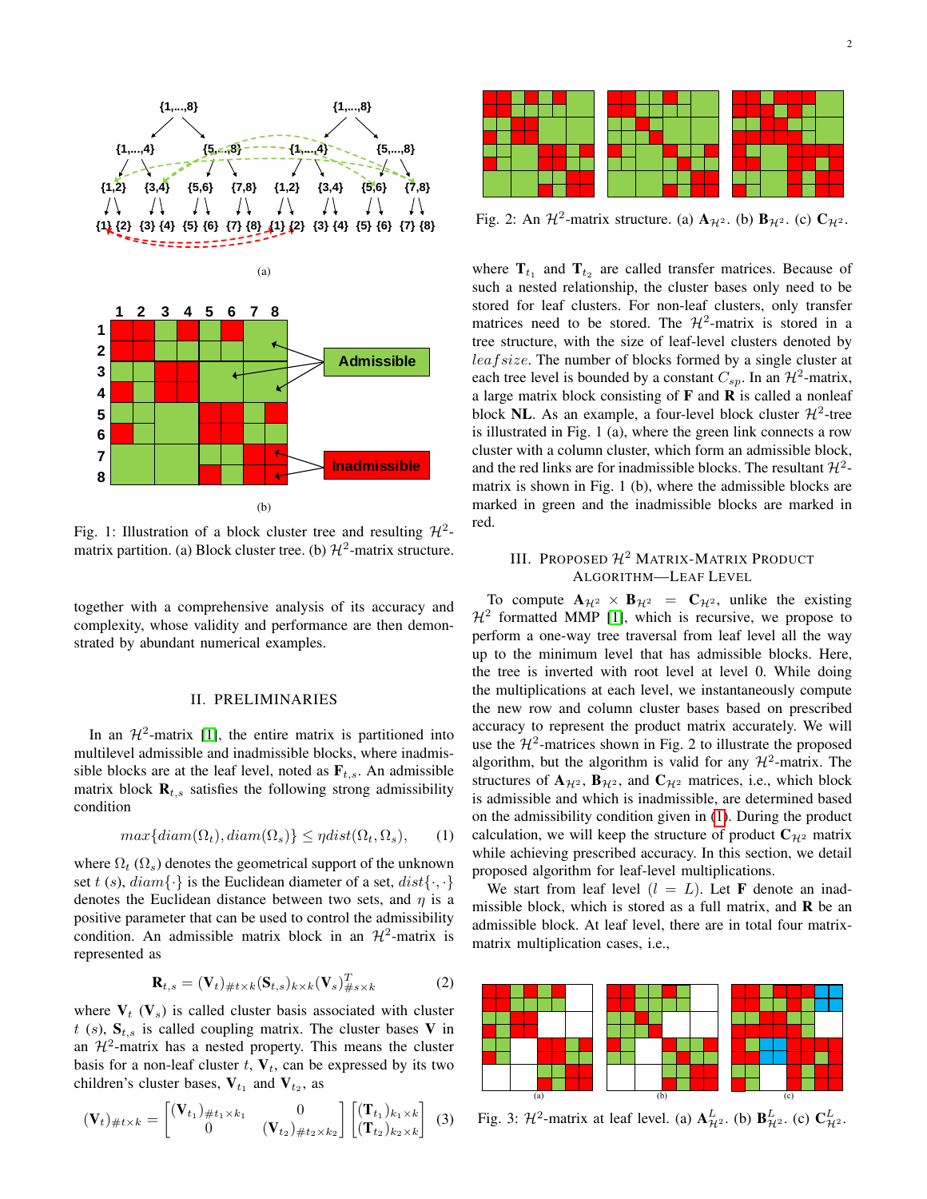(a)

(b)

Fig. 1: Illustration of a block cluster tree and resulting $\mathcal{H}^2$-matrix partition. (a) Block cluster tree. (b) $\mathcal{H}^2$-matrix structure.

together with a comprehensive analysis of its accuracy and complexity, whose validity and performance are then demonstrated by abundant numerical examples.

## II. PRELIMINARIES

In an $\mathcal{H}^2$-matrix [1], the entire matrix is partitioned into multilevel admissible and inadmissible blocks, where inadmissible blocks are at the leaf level, noted as $\mathbf{F}_{t,s}$. An admissible matrix block $\mathbf{R}_{t,s}$ satisfies the following strong admissibility condition

$$max\{diam(\Omega_t), diam(\Omega_s)\} \leq \eta dist(\Omega_t, \Omega_s), \quad (1)$$

where $\Omega_t$ ($\Omega_s$) denotes the geometrical support of the unknown set $t$ ($s$), $diam\{\cdot\}$ is the Euclidean diameter of a set, $dist\{\cdot,\cdot\}$ denotes the Euclidean distance between two sets, and $\eta$ is a positive parameter that can be used to control the admissibility condition. An admissible matrix block in an $\mathcal{H}^2$-matrix is represented as

$$\mathbf{R}_{t,s} = (\mathbf{V}_t)_{\#t\times k}(\mathbf{S}_{t,s})_{k\times k}(\mathbf{V}_s)^T_{\#s\times k} \quad (2)$$

where $\mathbf{V}_t$ ($\mathbf{V}_s$) is called cluster basis associated with cluster $t$ ($s$), $\mathbf{S}_{t,s}$ is called coupling matrix. The cluster bases $\mathbf{V}$ in an $\mathcal{H}^2$-matrix has a nested property. This means the cluster basis for a non-leaf cluster $t$, $\mathbf{V}_t$, can be expressed by its two children's cluster bases, $\mathbf{V}_{t_1}$ and $\mathbf{V}_{t_2}$, as

$$(\mathbf{V}_t)_{\#t\times k} = \begin{bmatrix} (\mathbf{V}_{t_1})_{\#t_1\times k_1} & 0 \\ 0 & (\mathbf{V}_{t_2})_{\#t_2\times k_2} \end{bmatrix} \begin{bmatrix} (\mathbf{T}_{t_1})_{k_1\times k} \\ (\mathbf{T}_{t_2})_{k_2\times k} \end{bmatrix} \quad (3)$$

Fig. 2: An $\mathcal{H}^2$-matrix structure. (a) $\mathbf{A}_{\mathcal{H}^2}$. (b) $\mathbf{B}_{\mathcal{H}^2}$. (c) $\mathbf{C}_{\mathcal{H}^2}$.

where $\mathbf{T}_{t_1}$ and $\mathbf{T}_{t_2}$ are called transfer matrices. Because of such a nested relationship, the cluster bases only need to be stored for leaf clusters. For non-leaf clusters, only transfer matrices need to be stored. The $\mathcal{H}^2$-matrix is stored in a tree structure, with the size of leaf-level clusters denoted by $leafsize$. The number of blocks formed by a single cluster at each tree level is bounded by a constant $C_{sp}$. In an $\mathcal{H}^2$-matrix, a large matrix block consisting of $\mathbf{F}$ and $\mathbf{R}$ is called a nonleaf block $\mathbf{NL}$. As an example, a four-level block cluster $\mathcal{H}^2$-tree is illustrated in Fig. 1 (a), where the green link connects a row cluster with a column cluster, which form an admissible block, and the red links are for inadmissible blocks. The resultant $\mathcal{H}^2$-matrix is shown in Fig. 1 (b), where the admissible blocks are marked in green and the inadmissible blocks are marked in red.

## III. PROPOSED $\mathcal{H}^2$ MATRIX-MATRIX PRODUCT ALGORITHM—LEAF LEVEL

To compute $\mathbf{A}_{\mathcal{H}^2} \times \mathbf{B}_{\mathcal{H}^2} = \mathbf{C}_{\mathcal{H}^2}$, unlike the existing $\mathcal{H}^2$ formatted MMP [1], which is recursive, we propose to perform a one-way tree traversal from leaf level all the way up to the minimum level that has admissible blocks. Here, the tree is inverted with root level at level 0. While doing the multiplications at each level, we instantaneously compute the new row and column cluster bases based on prescribed accuracy to represent the product matrix accurately. We will use the $\mathcal{H}^2$-matrices shown in Fig. 2 to illustrate the proposed algorithm, but the algorithm is valid for any $\mathcal{H}^2$-matrix. The structures of $\mathbf{A}_{\mathcal{H}^2}$, $\mathbf{B}_{\mathcal{H}^2}$, and $\mathbf{C}_{\mathcal{H}^2}$ matrices, i.e., which block is admissible and which is inadmissible, are determined based on the admissibility condition given in (1). During the product calculation, we will keep the structure of product $\mathbf{C}_{\mathcal{H}^2}$ matrix while achieving prescribed accuracy. In this section, we detail proposed algorithm for leaf-level multiplications.

We start from leaf level ($l = L$). Let $\mathbf{F}$ denote an inadmissible block, which is stored as a full matrix, and $\mathbf{R}$ be an admissible block. At leaf level, there are in total four matrix-matrix multiplication cases, i.e.,

Fig. 3: $\mathcal{H}^2$-matrix at leaf level. (a) $\mathbf{A}^L_{\mathcal{H}^2}$. (b) $\mathbf{B}^L_{\mathcal{H}^2}$. (c) $\mathbf{C}^L_{\mathcal{H}^2}$.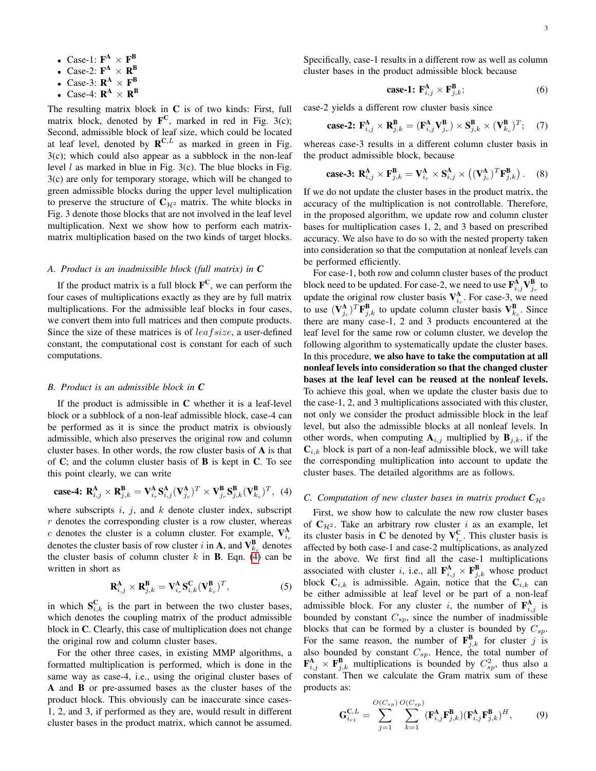- Case-1: $\mathbf{F^A} \times \mathbf{F^B}$
- Case-2: $\mathbf{F^A} \times \mathbf{R^B}$
- Case-3: $\mathbf{R^A} \times \mathbf{F^B}$
- Case-4: $\mathbf{R^A} \times \mathbf{R^B}$

The resulting matrix block in $\mathbf{C}$ is of two kinds: First, full matrix block, denoted by $\mathbf{F^C}$, marked in red in Fig. 3(c); Second, admissible block of leaf size, which could be located at leaf level, denoted by $\mathbf{R}^{\mathbf{C},L}$ as marked in green in Fig. 3(c); which could also appear as a subblock in the non-leaf level $l$ as marked in blue in Fig. 3(c). The blue blocks in Fig. 3(c) are only for temporary storage, which will be changed to green admissible blocks during the upper level multiplication to preserve the structure of $\mathbf{C}_{\mathcal{H}^2}$ matrix. The white blocks in Fig. 3 denote those blocks that are not involved in the leaf level multiplication. Next we show how to perform each matrix-matrix multiplication based on the two kinds of target blocks.

### A. Product is an inadmissible block (full matrix) in C

If the product matrix is a full block $\mathbf{F^C}$, we can perform the four cases of multiplications exactly as they are by full matrix multiplications. For the admissible leaf blocks in four cases, we convert them into full matrices and then compute products. Since the size of these matrices is of $leafsize$, a user-defined constant, the computational cost is constant for each of such computations.

### B. Product is an admissible block in C

If the product is admissible in $\mathbf{C}$ whether it is a leaf-level block or a subblock of a non-leaf admissible block, case-4 can be performed as it is since the product matrix is obviously admissible, which also preserves the original row and column cluster bases. In other words, the row cluster basis of $\mathbf{A}$ is that of $\mathbf{C}$; and the column cluster basis of $\mathbf{B}$ is kept in $\mathbf{C}$. To see this point clearly, we can write

$$\textbf{case-4: } \mathbf{R}^{\mathbf{A}}_{i,j} \times \mathbf{R}^{\mathbf{B}}_{j,k} = \mathbf{V}^{\mathbf{A}}_{i_r} \mathbf{S}^{\mathbf{A}}_{i,j} (\mathbf{V}^{\mathbf{A}}_{j_c})^T \times \mathbf{V}^{\mathbf{B}}_{j_r} \mathbf{S}^{\mathbf{B}}_{j,k} (\mathbf{V}^{\mathbf{B}}_{k_c})^T, \quad (4)$$

where subscripts $i$, $j$, and $k$ denote cluster index, subscript $r$ denotes the corresponding cluster is a row cluster, whereas $c$ denotes the cluster is a column cluster. For example, $\mathbf{V}^{\mathbf{A}}_{i_r}$ denotes the cluster basis of row cluster $i$ in $\mathbf{A}$, and $\mathbf{V}^{\mathbf{B}}_{k_c}$ denotes the cluster basis of column cluster $k$ in $\mathbf{B}$. Eqn. (4) can be written in short as

$$\mathbf{R}^{\mathbf{A}}_{i,j} \times \mathbf{R}^{\mathbf{B}}_{j,k} = \mathbf{V}^{\mathbf{A}}_{i_r} \mathbf{S}^{\mathbf{C}}_{i,k} (\mathbf{V}^{\mathbf{B}}_{k_c})^T, \quad (5)$$

in which $\mathbf{S}^{\mathbf{C}}_{i,k}$ is the part in between the two cluster bases, which denotes the coupling matrix of the product admissible block in $\mathbf{C}$. Clearly, this case of multiplication does not change the original row and column cluster bases.

For the other three cases, in existing MMP algorithms, a formatted multiplication is performed, which is done in the same way as case-4, i.e., using the original cluster bases of $\mathbf{A}$ and $\mathbf{B}$ or pre-assumed bases as the cluster bases of the product block. This obviously can be inaccurate since cases-1, 2, and 3, if performed as they are, would result in different cluster bases in the product matrix, which cannot be assumed. Specifically, case-1 results in a different row as well as column cluster bases in the product admissible block because

$$\textbf{case-1: } \mathbf{F}^{\mathbf{A}}_{i,j} \times \mathbf{F}^{\mathbf{B}}_{j,k}; \quad (6)$$

case-2 yields a different row cluster basis since

$$\textbf{case-2: } \mathbf{F}^{\mathbf{A}}_{i,j} \times \mathbf{R}^{\mathbf{B}}_{j,k} = (\mathbf{F}^{\mathbf{A}}_{i,j} \mathbf{V}^{\mathbf{B}}_{j_r}) \times \mathbf{S}^{\mathbf{B}}_{j,k} \times (\mathbf{V}^{\mathbf{B}}_{k_c})^T; \quad (7)$$

whereas case-3 results in a different column cluster basis in the product admissible block, because

$$\textbf{case-3: } \mathbf{R}^{\mathbf{A}}_{i,j} \times \mathbf{F}^{\mathbf{B}}_{j,k} = \mathbf{V}^{\mathbf{A}}_{i_r} \times \mathbf{S}^{\mathbf{A}}_{i,j} \times \left( (\mathbf{V}^{\mathbf{A}}_{j_c})^T \mathbf{F}^{\mathbf{B}}_{j,k} \right). \quad (8)$$

If we do not update the cluster bases in the product matrix, the accuracy of the multiplication is not controllable. Therefore, in the proposed algorithm, we update row and column cluster bases for multiplication cases 1, 2, and 3 based on prescribed accuracy. We also have to do so with the nested property taken into consideration so that the computation at nonleaf levels can be performed efficiently.

For case-1, both row and column cluster bases of the product block need to be updated. For case-2, we need to use $\mathbf{F}^{\mathbf{A}}_{i,j} \mathbf{V}^{\mathbf{B}}_{j_r}$ to update the original row cluster basis $\mathbf{V}^{\mathbf{A}}_{i_r}$. For case-3, we need to use $(\mathbf{V}^{\mathbf{A}}_{j_c})^T \mathbf{F}^{\mathbf{B}}_{j,k}$ to update column cluster basis $\mathbf{V}^{\mathbf{B}}_{k_c}$. Since there are many case-1, 2 and 3 products encountered at the leaf level for the same row or column cluster, we develop the following algorithm to systematically update the cluster bases. In this procedure, **we also have to take the computation at all nonleaf levels into consideration so that the changed cluster bases at the leaf level can be reused at the nonleaf levels.** To achieve this goal, when we update the cluster basis due to the case-1, 2, and 3 multiplications associated with this cluster, not only we consider the product admissible block in the leaf level, but also the admissible blocks at all nonleaf levels. In other words, when computing $\mathbf{A}_{i,j}$ multiplied by $\mathbf{B}_{j,k}$, if the $\mathbf{C}_{i,k}$ block is part of a non-leaf admissible block, we will take the corresponding multiplication into account to update the cluster bases. The detailed algorithms are as follows.

### C. Computation of new cluster bases in matrix product $\mathbf{C}_{\mathcal{H}^2}$

First, we show how to calculate the new row cluster bases of $\mathbf{C}_{\mathcal{H}^2}$. Take an arbitrary row cluster $i$ as an example, let its cluster basis in $\mathbf{C}$ be denoted by $\mathbf{V}^{\mathbf{C}}_{i_r}$. This cluster basis is affected by both case-1 and case-2 multiplications, as analyzed in the above. We first find all the case-1 multiplications associated with cluster $i$, i.e., all $\mathbf{F}^{\mathbf{A}}_{i,j} \times \mathbf{F}^{\mathbf{B}}_{j,k}$ whose product block $\mathbf{C}_{i,k}$ is admissible. Again, notice that the $\mathbf{C}_{i,k}$ can be either admissible at leaf level or be part of a non-leaf admissible block. For any cluster $i$, the number of $\mathbf{F}^{\mathbf{A}}_{i,j}$ is bounded by constant $C_{sp}$, since the number of inadmissible blocks that can be formed by a cluster is bounded by $C_{sp}$. For the same reason, the number of $\mathbf{F}^{\mathbf{B}}_{j,k}$ for cluster $j$ is also bounded by constant $C_{sp}$. Hence, the total number of $\mathbf{F}^{\mathbf{A}}_{i,j} \times \mathbf{F}^{\mathbf{B}}_{j,k}$ multiplications is bounded by $C^2_{sp}$, thus also a constant. Then we calculate the Gram matrix sum of these products as:

$$\mathbf{G}^{\mathbf{C},L}_{i_{r1}} = \sum_{j=1}^{O(C_{sp})} \sum_{k=1}^{O(C_{sp})} (\mathbf{F}^{\mathbf{A}}_{i,j} \mathbf{F}^{\mathbf{B}}_{j,k})(\mathbf{F}^{\mathbf{A}}_{i,j} \mathbf{F}^{\mathbf{B}}_{j,k})^H, \quad (9)$$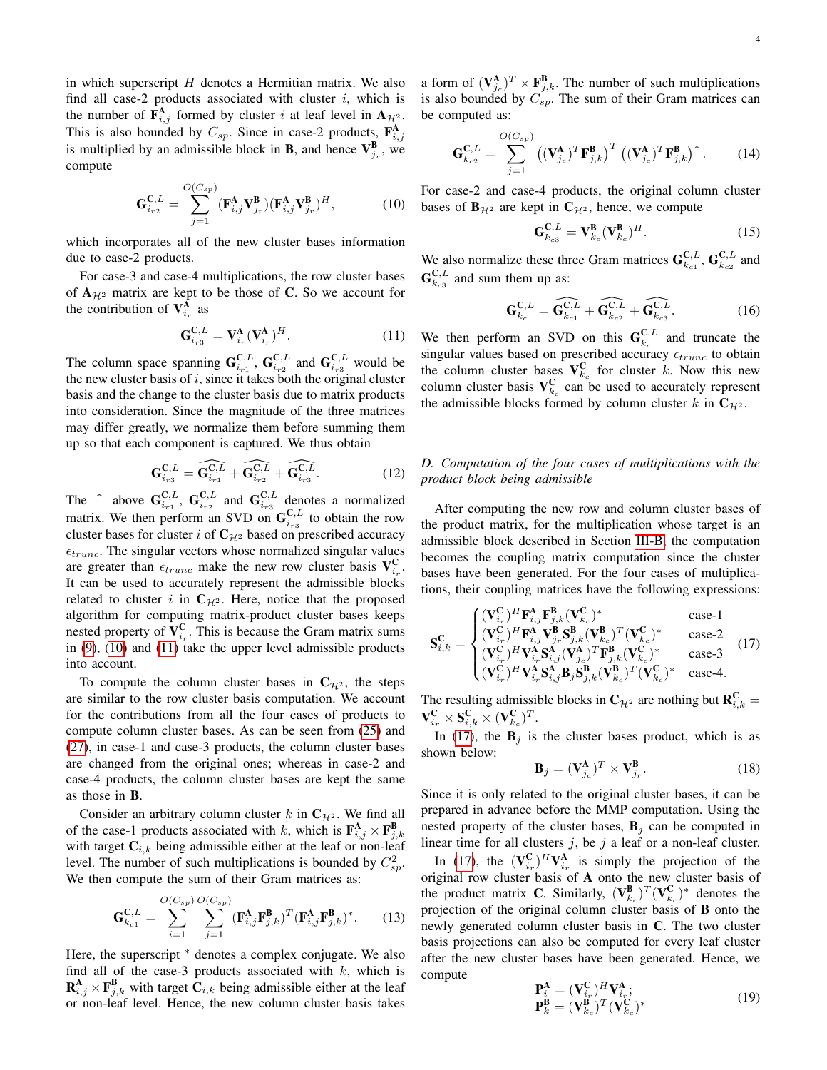in which superscript $H$ denotes a Hermitian matrix. We also find all case-2 products associated with cluster $i$, which is the number of $\mathbf{F}^{\mathbf{A}}_{i,j}$ formed by cluster $i$ at leaf level in $\mathbf{A}_{\mathcal{H}^2}$. This is also bounded by $C_{sp}$. Since in case-2 products, $\mathbf{F}^{\mathbf{A}}_{i,j}$ is multiplied by an admissible block in $\mathbf{B}$, and hence $\mathbf{V}^{\mathbf{B}}_{j_r}$, we compute

$$\mathbf{G}^{\mathbf{C},L}_{i_{r2}} = \sum_{j=1}^{O(C_{sp})} (\mathbf{F}^{\mathbf{A}}_{i,j}\mathbf{V}^{\mathbf{B}}_{j_r})(\mathbf{F}^{\mathbf{A}}_{i,j}\mathbf{V}^{\mathbf{B}}_{j_r})^H, \tag{10}$$

which incorporates all of the new cluster bases information due to case-2 products.

For case-3 and case-4 multiplications, the row cluster bases of $\mathbf{A}_{\mathcal{H}^2}$ matrix are kept to be those of $\mathbf{C}$. So we account for the contribution of $\mathbf{V}^{\mathbf{A}}_{i_r}$ as

$$\mathbf{G}^{\mathbf{C},L}_{i_{r3}} = \mathbf{V}^{\mathbf{A}}_{i_r}(\mathbf{V}^{\mathbf{A}}_{i_r})^H. \tag{11}$$

The column space spanning $\mathbf{G}^{\mathbf{C},L}_{i_{r1}}$, $\mathbf{G}^{\mathbf{C},L}_{i_{r2}}$ and $\mathbf{G}^{\mathbf{C},L}_{i_{r3}}$ would be the new cluster basis of $i$, since it takes both the original cluster basis and the change to the cluster basis due to matrix products into consideration. Since the magnitude of the three matrices may differ greatly, we normalize them before summing them up so that each component is captured. We thus obtain

$$\mathbf{G}^{\mathbf{C},L}_{i_{r3}} = \widehat{\mathbf{G}^{\mathbf{C},L}_{i_{r1}}} + \widehat{\mathbf{G}^{\mathbf{C},L}_{i_{r2}}} + \widehat{\mathbf{G}^{\mathbf{C},L}_{i_{r3}}}. \tag{12}$$

The $\widehat{\ }$ above $\mathbf{G}^{\mathbf{C},L}_{i_{r1}}$, $\mathbf{G}^{\mathbf{C},L}_{i_{r2}}$ and $\mathbf{G}^{\mathbf{C},L}_{i_{r3}}$ denotes a normalized matrix. We then perform an SVD on $\mathbf{G}^{\mathbf{C},L}_{i_{r3}}$ to obtain the row cluster bases for cluster $i$ of $\mathbf{C}_{\mathcal{H}^2}$ based on prescribed accuracy $\epsilon_{trunc}$. The singular vectors whose normalized singular values are greater than $\epsilon_{trunc}$ make the new row cluster basis $\mathbf{V}^{\mathbf{C}}_{i_r}$. It can be used to accurately represent the admissible blocks related to cluster $i$ in $\mathbf{C}_{\mathcal{H}^2}$. Here, notice that the proposed algorithm for computing matrix-product cluster bases keeps nested property of $\mathbf{V}^{\mathbf{C}}_{i_r}$. This is because the Gram matrix sums in (9), (10) and (11) take the upper level admissible products into account.

To compute the column cluster bases in $\mathbf{C}_{\mathcal{H}^2}$, the steps are similar to the row cluster basis computation. We account for the contributions from all the four cases of products to compute column cluster bases. As can be seen from (25) and (27), in case-1 and case-3 products, the column cluster bases are changed from the original ones; whereas in case-2 and case-4 products, the column cluster bases are kept the same as those in $\mathbf{B}$.

Consider an arbitrary column cluster $k$ in $\mathbf{C}_{\mathcal{H}^2}$. We find all of the case-1 products associated with $k$, which is $\mathbf{F}^{\mathbf{A}}_{i,j} \times \mathbf{F}^{\mathbf{B}}_{j,k}$ with target $\mathbf{C}_{i,k}$ being admissible either at the leaf or non-leaf level. The number of such multiplications is bounded by $C^2_{sp}$. We then compute the sum of their Gram matrices as:

$$\mathbf{G}^{\mathbf{C},L}_{k_{c1}} = \sum_{i=1}^{O(C_{sp})}\sum_{j=1}^{O(C_{sp})} (\mathbf{F}^{\mathbf{A}}_{i,j}\mathbf{F}^{\mathbf{B}}_{j,k})^T(\mathbf{F}^{\mathbf{A}}_{i,j}\mathbf{F}^{\mathbf{B}}_{j,k})^*. \tag{13}$$

Here, the superscript $^*$ denotes a complex conjugate. We also find all of the case-3 products associated with $k$, which is $\mathbf{R}^{\mathbf{A}}_{i,j} \times \mathbf{F}^{\mathbf{B}}_{j,k}$ with target $\mathbf{C}_{i,k}$ being admissible either at the leaf or non-leaf level. Hence, the new column cluster basis takes a form of $(\mathbf{V}^{\mathbf{A}}_{j_c})^T \times \mathbf{F}^{\mathbf{B}}_{j,k}$. The number of such multiplications is also bounded by $C_{sp}$. The sum of their Gram matrices can be computed as:

$$\mathbf{G}^{\mathbf{C}}_{k_{c2}} = \sum_{j=1}^{O(C_{sp})} \left((\mathbf{V}^{\mathbf{A}}_{j_c})^T\mathbf{F}^{\mathbf{B}}_{j,k}\right)^T\left((\mathbf{V}^{\mathbf{A}}_{j_c})^T\mathbf{F}^{\mathbf{B}}_{j,k}\right)^*. \tag{14}$$

For case-2 and case-4 products, the original column cluster bases of $\mathbf{B}_{\mathcal{H}^2}$ are kept in $\mathbf{C}_{\mathcal{H}^2}$, hence, we compute

$$\mathbf{G}^{\mathbf{C},L}_{k_{c3}} = \mathbf{V}^{\mathbf{B}}_{k_c}(\mathbf{V}^{\mathbf{B}}_{k_c})^H. \tag{15}$$

We also normalize these three Gram matrices $\mathbf{G}^{\mathbf{C},L}_{k_{c1}}$, $\mathbf{G}^{\mathbf{C},L}_{k_{c2}}$ and $\mathbf{G}^{\mathbf{C},L}_{k_{c3}}$ and sum them up as:

$$\mathbf{G}^{\mathbf{C},L}_{k_c} = \widehat{\mathbf{G}^{\mathbf{C},L}_{k_{c1}}} + \widehat{\mathbf{G}^{\mathbf{C},L}_{k_{c2}}} + \widehat{\mathbf{G}^{\mathbf{C},L}_{k_{c3}}}. \tag{16}$$

We then perform an SVD on this $\mathbf{G}^{\mathbf{C},L}_{k_c}$ and truncate the singular values based on prescribed accuracy $\epsilon_{trunc}$ to obtain the column cluster bases $\mathbf{V}^{\mathbf{C}}_{k_c}$ for cluster $k$. Now this new column cluster basis $\mathbf{V}^{\mathbf{C}}_{k_c}$ can be used to accurately represent the admissible blocks formed by column cluster $k$ in $\mathbf{C}_{\mathcal{H}^2}$.

### D. Computation of the four cases of multiplications with the product block being admissible

After computing the new row and column cluster bases of the product matrix, for the multiplication whose target is an admissible block described in Section III-B, the computation becomes the coupling matrix computation since the cluster bases have been generated. For the four cases of multiplications, their coupling matrices have the following expressions:

$$\mathbf{S}^{\mathbf{C}}_{i,k} = \begin{cases} (\mathbf{V}^{\mathbf{C}}_{i_r})^H\mathbf{F}^{\mathbf{A}}_{i,j}\mathbf{F}^{\mathbf{B}}_{j,k}(\mathbf{V}^{\mathbf{C}}_{k_c})^* & \text{case-1} \\ (\mathbf{V}^{\mathbf{C}}_{i_r})^H\mathbf{F}^{\mathbf{A}}_{i,j}\mathbf{V}^{\mathbf{B}}_{j_r}\mathbf{S}^{\mathbf{B}}_{j,k}(\mathbf{V}^{\mathbf{B}}_{k_c})^T(\mathbf{V}^{\mathbf{C}}_{k_c})^* & \text{case-2} \\ (\mathbf{V}^{\mathbf{C}}_{i_r})^H\mathbf{V}^{\mathbf{A}}_{i_r}\mathbf{S}^{\mathbf{A}}_{i,j}(\mathbf{V}^{\mathbf{A}}_{j_c})^T\mathbf{F}^{\mathbf{B}}_{j,k}(\mathbf{V}^{\mathbf{C}}_{k_c})^* & \text{case-3} \\ (\mathbf{V}^{\mathbf{C}}_{i_r})^H\mathbf{V}^{\mathbf{A}}_{i_r}\mathbf{S}^{\mathbf{A}}_{i,j}\mathbf{B}_j\mathbf{S}^{\mathbf{B}}_{j,k}(\mathbf{V}^{\mathbf{B}}_{k_c})^T(\mathbf{V}^{\mathbf{C}}_{k_c})^* & \text{case-4.} \end{cases} \tag{17}$$

The resulting admissible blocks in $\mathbf{C}_{\mathcal{H}^2}$ are nothing but $\mathbf{R}^{\mathbf{C}}_{i,k} = \mathbf{V}^{\mathbf{C}}_{i_r} \times \mathbf{S}^{\mathbf{C}}_{i,k} \times (\mathbf{V}^{\mathbf{C}}_{k_c})^T$.

In (17), the $\mathbf{B}_j$ is the cluster bases product, which is as shown below:

$$\mathbf{B}_j = (\mathbf{V}^{\mathbf{A}}_{j_c})^T \times \mathbf{V}^{\mathbf{B}}_{j_r}. \tag{18}$$

Since it is only related to the original cluster bases, it can be prepared in advance before the MMP computation. Using the nested property of the cluster bases, $\mathbf{B}_j$ can be computed in linear time for all clusters $j$, be $j$ a leaf or a non-leaf cluster.

In (17), the $(\mathbf{V}^{\mathbf{C}}_{i_r})^H\mathbf{V}^{\mathbf{A}}_{i_r}$ is simply the projection of the original row cluster basis of $\mathbf{A}$ onto the new cluster basis of the product matrix $\mathbf{C}$. Similarly, $(\mathbf{V}^{\mathbf{B}}_{k_c})^T(\mathbf{V}^{\mathbf{C}}_{k_c})^*$ denotes the projection of the original column cluster basis of $\mathbf{B}$ onto the newly generated column cluster basis in $\mathbf{C}$. The two cluster basis projections can also be computed for every leaf cluster after the new cluster bases have been generated. Hence, we compute

$$\begin{aligned} \mathbf{P}^{\mathbf{A}}_i &= (\mathbf{V}^{\mathbf{C}}_{i_r})^H\mathbf{V}^{\mathbf{A}}_{i_r}; \\ \mathbf{P}^{\mathbf{B}}_k &= (\mathbf{V}^{\mathbf{B}}_{k_c})^T(\mathbf{V}^{\mathbf{C}}_{k_c})^* \end{aligned} \tag{19}$$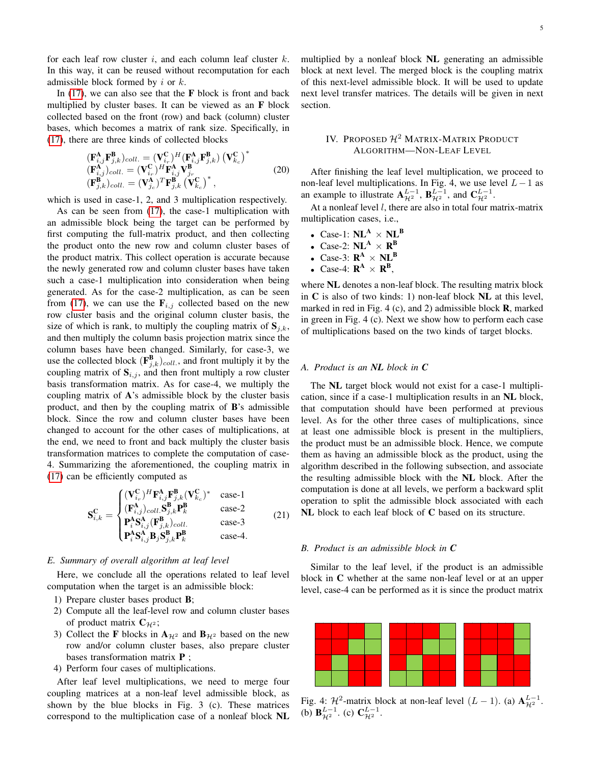for each leaf row cluster $i$, and each column leaf cluster $k$. In this way, it can be reused without recomputation for each admissible block formed by $i$ or $k$.

In (17), we can also see that the $\mathbf{F}$ block is front and back multiplied by cluster bases. It can be viewed as an $\mathbf{F}$ block collected based on the front (row) and back (column) cluster bases, which becomes a matrix of rank size. Specifically, in (17), there are three kinds of collected blocks

$$
\begin{aligned}
&(\mathbf{F}^{\mathbf{A}}_{i,j}\mathbf{F}^{\mathbf{B}}_{j,k})_{coll.} = (\mathbf{V}^{\mathbf{C}}_{i_r})^H(\mathbf{F}^{\mathbf{A}}_{i,j}\mathbf{F}^{\mathbf{B}}_{j,k})\left(\mathbf{V}^{\mathbf{C}}_{k_c}\right)^* \\
&(\mathbf{F}^{\mathbf{A}}_{i,j})_{coll.} = (\mathbf{V}^{\mathbf{C}}_{i_r})^H\mathbf{F}^{\mathbf{A}}_{i,j}\mathbf{V}^{\mathbf{B}}_{j_r} \\
&(\mathbf{F}^{\mathbf{B}}_{j,k})_{coll.} = (\mathbf{V}^{\mathbf{A}}_{j_c})^T\mathbf{F}^{\mathbf{B}}_{j,k}\left(\mathbf{V}^{\mathbf{C}}_{k_c}\right)^*,
\end{aligned}
\tag{20}
$$

which is used in case-1, 2, and 3 multiplication respectively.

As can be seen from (17), the case-1 multiplication with an admissible block being the target can be performed by first computing the full-matrix product, and then collecting the product onto the new row and column cluster bases of the product matrix. This collect operation is accurate because the newly generated row and column cluster bases have taken such a case-1 multiplication into consideration when being generated. As for the case-2 multiplication, as can be seen from (17), we can use the $\mathbf{F}_{i,j}$ collected based on the new row cluster basis and the original column cluster basis, the size of which is rank, to multiply the coupling matrix of $\mathbf{S}_{j,k}$, and then multiply the column basis projection matrix since the column bases have been changed. Similarly, for case-3, we use the collected block $(\mathbf{F}^{\mathbf{B}}_{j,k})_{coll.}$, and front multiply it by the coupling matrix of $\mathbf{S}_{i,j}$, and then front multiply a row cluster basis transformation matrix. As for case-4, we multiply the coupling matrix of $\mathbf{A}$'s admissible block by the cluster basis product, and then by the coupling matrix of $\mathbf{B}$'s admissible block. Since the row and column cluster bases have been changed to account for the other cases of multiplications, at the end, we need to front and back multiply the cluster basis transformation matrices to complete the computation of case-4. Summarizing the aforementioned, the coupling matrix in (17) can be efficiently computed as

$$
\mathbf{S}^{\mathbf{C}}_{i,k} = \begin{cases}
(\mathbf{V}^{\mathbf{C}}_{i_r})^H\mathbf{F}^{\mathbf{A}}_{i,j}\mathbf{F}^{\mathbf{B}}_{j,k}(\mathbf{V}^{\mathbf{C}}_{k_c})^* & \text{case-1} \\
(\mathbf{F}^{\mathbf{A}}_{i,j})_{coll.}\mathbf{S}^{\mathbf{B}}_{j,k}\mathbf{P}^{\mathbf{B}}_{k} & \text{case-2} \\
\mathbf{P}^{\mathbf{A}}_{i}\mathbf{S}^{\mathbf{A}}_{i,j}(\mathbf{F}^{\mathbf{B}}_{j,k})_{coll.} & \text{case-3} \\
\mathbf{P}^{\mathbf{A}}_{i}\mathbf{S}^{\mathbf{A}}_{i,j}\mathbf{B}_{j}\mathbf{S}^{\mathbf{B}}_{j,k}\mathbf{P}^{\mathbf{B}}_{k} & \text{case-4.}
\end{cases}
\tag{21}
$$

### E. Summary of overall algorithm at leaf level

Here, we conclude all the operations related to leaf level computation when the target is an admissible block:

1) Prepare cluster bases product $\mathbf{B}$;
2) Compute all the leaf-level row and column cluster bases of product matrix $\mathbf{C}_{\mathcal{H}^2}$;
3) Collect the $\mathbf{F}$ blocks in $\mathbf{A}_{\mathcal{H}^2}$ and $\mathbf{B}_{\mathcal{H}^2}$ based on the new row and/or column cluster bases, also prepare cluster bases transformation matrix $\mathbf{P}$ ;
4) Perform four cases of multiplications.

After leaf level multiplications, we need to merge four coupling matrices at a non-leaf level admissible block, as shown by the blue blocks in Fig. 3 (c). These matrices correspond to the multiplication case of a nonleaf block $\mathbf{NL}$ multiplied by a nonleaf block $\mathbf{NL}$ generating an admissible block at next level. The merged block is the coupling matrix of this next-level admissible block. It will be used to update next level transfer matrices. The details will be given in next section.

## IV. Proposed $\mathcal{H}^2$ Matrix-Matrix Product Algorithm—Non-Leaf Level

After finishing the leaf level multiplication, we proceed to non-leaf level multiplications. In Fig. 4, we use level $L-1$ as an example to illustrate $\mathbf{A}^{L-1}_{\mathcal{H}^2}$, $\mathbf{B}^{L-1}_{\mathcal{H}^2}$, and $\mathbf{C}^{L-1}_{\mathcal{H}^2}$.

At a nonleaf level $l$, there are also in total four matrix-matrix multiplication cases, i.e.,

- Case-1: $\mathbf{NL}^{\mathbf{A}} \times \mathbf{NL}^{\mathbf{B}}$
- Case-2: $\mathbf{NL}^{\mathbf{A}} \times \mathbf{R}^{\mathbf{B}}$
- Case-3: $\mathbf{R}^{\mathbf{A}} \times \mathbf{NL}^{\mathbf{B}}$
- Case-4: $\mathbf{R}^{\mathbf{A}} \times \mathbf{R}^{\mathbf{B}}$,

where $\mathbf{NL}$ denotes a non-leaf block. The resulting matrix block in $\mathbf{C}$ is also of two kinds: 1) non-leaf block $\mathbf{NL}$ at this level, marked in red in Fig. 4 (c), and 2) admissible block $\mathbf{R}$, marked in green in Fig. 4 (c). Next we show how to perform each case of multiplications based on the two kinds of target blocks.

### A. Product is an NL block in C

The $\mathbf{NL}$ target block would not exist for a case-1 multiplication, since if a case-1 multiplication results in an $\mathbf{NL}$ block, that computation should have been performed at previous level. As for the other three cases of multiplications, since at least one admissible block is present in the multipliers, the product must be an admissible block. Hence, we compute them as having an admissible block as the product, using the algorithm described in the following subsection, and associate the resulting admissible block with the $\mathbf{NL}$ block. After the computation is done at all levels, we perform a backward split operation to split the admissible block associated with each $\mathbf{NL}$ block to each leaf block of $\mathbf{C}$ based on its structure.

### B. Product is an admissible block in C

Similar to the leaf level, if the product is an admissible block in $\mathbf{C}$ whether at the same non-leaf level or at an upper level, case-4 can be performed as it is since the product matrix

Fig. 4: $\mathcal{H}^2$-matrix block at non-leaf level $(L-1)$. (a) $\mathbf{A}^{L-1}_{\mathcal{H}^2}$. (b) $\mathbf{B}^{L-1}_{\mathcal{H}^2}$. (c) $\mathbf{C}^{L-1}_{\mathcal{H}^2}$.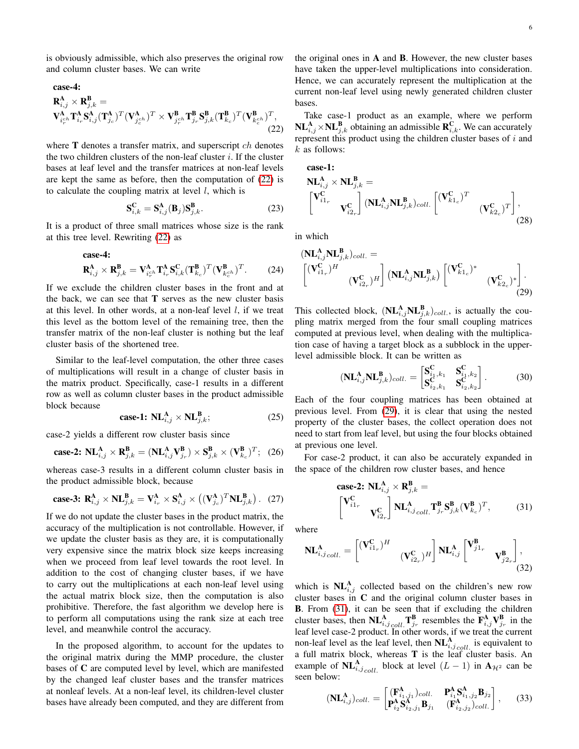is obviously admissible, which also preserves the original row and column cluster bases. We can write

$$
\textbf{case-4:}\\
\mathbf{R}^{\mathbf{A}}_{i,j} \times \mathbf{R}^{\mathbf{B}}_{j,k} =\\
\mathbf{V}^{\mathbf{A}}_{i^{ch}_r} \mathbf{T}^{\mathbf{A}}_{i_r} \mathbf{S}^{\mathbf{A}}_{i,j} (\mathbf{T}^{\mathbf{A}}_{j_c})^T (\mathbf{V}^{\mathbf{A}}_{j^{ch}_c})^T \times \mathbf{V}^{\mathbf{B}}_{j^{ch}_r} \mathbf{T}^{\mathbf{B}}_{j_r} \mathbf{S}^{\mathbf{B}}_{j,k} (\mathbf{T}^{\mathbf{B}}_{k_c})^T (\mathbf{V}^{\mathbf{B}}_{k^{ch}_c})^T, \tag{22}
$$

where $\mathbf{T}$ denotes a transfer matrix, and superscript $ch$ denotes the two children clusters of the non-leaf cluster $i$. If the cluster bases at leaf level and the transfer matrices at non-leaf levels are kept the same as before, then the computation of (22) is to calculate the coupling matrix at level $l$, which is

$$
\mathbf{S}^{\mathbf{C}}_{i,k} = \mathbf{S}^{\mathbf{A}}_{i,j} (\mathbf{B}_j) \mathbf{S}^{\mathbf{B}}_{j,k}. \tag{23}
$$

It is a product of three small matrices whose size is the rank at this tree level. Rewriting (22) as

$$
\textbf{case-4:}\\
\mathbf{R}^{\mathbf{A}}_{i,j} \times \mathbf{R}^{\mathbf{B}}_{j,k} = \mathbf{V}^{\mathbf{A}}_{i^{ch}_r} \mathbf{T}^{\mathbf{A}}_{i_r} \mathbf{S}^{\mathbf{C}}_{i,k} (\mathbf{T}^{\mathbf{B}}_{k_c})^T (\mathbf{V}^{\mathbf{B}}_{k^{ch}_c})^T. \tag{24}
$$

If we exclude the children cluster bases in the front and at the back, we can see that $\mathbf{T}$ serves as the new cluster basis at this level. In other words, at a non-leaf level $l$, if we treat this level as the bottom level of the remaining tree, then the transfer matrix of the non-leaf cluster is nothing but the leaf cluster basis of the shortened tree.

Similar to the leaf-level computation, the other three cases of multiplications will result in a change of cluster basis in the matrix product. Specifically, case-1 results in a different row as well as column cluster bases in the product admissible block because

$$
\textbf{case-1: } \mathbf{NL}^{\mathbf{A}}_{i,j} \times \mathbf{NL}^{\mathbf{B}}_{j,k}; \tag{25}
$$

case-2 yields a different row cluster basis since

$$
\textbf{case-2: } \mathbf{NL}^{\mathbf{A}}_{i,j} \times \mathbf{R}^{\mathbf{B}}_{j,k} = (\mathbf{NL}^{\mathbf{A}}_{i,j} \mathbf{V}^{\mathbf{B}}_{j_r}) \times \mathbf{S}^{\mathbf{B}}_{j,k} \times (\mathbf{V}^{\mathbf{B}}_{k_c})^T; \tag{26}
$$

whereas case-3 results in a different column cluster basis in the product admissible block, because

$$
\textbf{case-3: } \mathbf{R}^{\mathbf{A}}_{i,j} \times \mathbf{NL}^{\mathbf{B}}_{j,k} = \mathbf{V}^{\mathbf{A}}_{i_r} \times \mathbf{S}^{\mathbf{A}}_{i,j} \times \left( (\mathbf{V}^{\mathbf{A}}_{j_c})^T \mathbf{NL}^{\mathbf{B}}_{j,k} \right). \tag{27}
$$

If we do not update the cluster bases in the product matrix, the accuracy of the multiplication is not controllable. However, if we update the cluster basis as they are, it is computationally very expensive since the matrix block size keeps increasing when we proceed from leaf level towards the root level. In addition to the cost of changing cluster bases, if we have to carry out the multiplications at each non-leaf level using the actual matrix block size, then the computation is also prohibitive. Therefore, the fast algorithm we develop here is to perform all computations using the rank size at each tree level, and meanwhile control the accuracy.

In the proposed algorithm, to account for the updates to the original matrix during the MMP procedure, the cluster bases of $\mathbf{C}$ are computed level by level, which are manifested by the changed leaf cluster bases and the transfer matrices at nonleaf levels. At a non-leaf level, its children-level cluster bases have already been computed, and they are different from the original ones in $\mathbf{A}$ and $\mathbf{B}$. However, the new cluster bases have taken the upper-level multiplications into consideration. Hence, we can accurately represent the multiplication at the current non-leaf level using newly generated children cluster bases.

Take case-1 product as an example, where we perform $\mathbf{NL}^{\mathbf{A}}_{i,j} \times \mathbf{NL}^{\mathbf{B}}_{j,k}$ obtaining an admissible $\mathbf{R}^{\mathbf{C}}_{i,k}$. We can accurately represent this product using the children cluster bases of $i$ and $k$ as follows:

$$
\textbf{case-1:}\\
\mathbf{NL}^{\mathbf{A}}_{i,j} \times \mathbf{NL}^{\mathbf{B}}_{j,k} =\\
\begin{bmatrix} \mathbf{V}^{\mathbf{C}}_{i1_r} & \\ & \mathbf{V}^{\mathbf{C}}_{i2_r} \end{bmatrix} (\mathbf{NL}^{\mathbf{A}}_{i,j} \mathbf{NL}^{\mathbf{B}}_{j,k})_{coll.} \begin{bmatrix} (\mathbf{V}^{\mathbf{C}}_{k1_c})^T & \\ & (\mathbf{V}^{\mathbf{C}}_{k2_c})^T \end{bmatrix}, \tag{28}
$$

in which

$$
(\mathbf{NL}^{\mathbf{A}}_{i,j} \mathbf{NL}^{\mathbf{B}}_{j,k})_{coll.} =\\
\begin{bmatrix} (\mathbf{V}^{\mathbf{C}}_{i1_r})^H & \\ & (\mathbf{V}^{\mathbf{C}}_{i2_r})^H \end{bmatrix} (\mathbf{NL}^{\mathbf{A}}_{i,j} \mathbf{NL}^{\mathbf{B}}_{j,k}) \begin{bmatrix} (\mathbf{V}^{\mathbf{C}}_{k1_c})^* & \\ & (\mathbf{V}^{\mathbf{C}}_{k2_c})^* \end{bmatrix}. \tag{29}
$$

This collected block, $(\mathbf{NL}^{\mathbf{A}}_{i,j} \mathbf{NL}^{\mathbf{B}}_{j,k})_{coll.}$, is actually the coupling matrix merged from the four small coupling matrices computed at previous level, when dealing with the multiplication case of having a target block as a subblock in the upper-level admissible block. It can be written as

$$
(\mathbf{NL}^{\mathbf{A}}_{i,j} \mathbf{NL}^{\mathbf{B}}_{j,k})_{coll.} = \begin{bmatrix} \mathbf{S}^{\mathbf{C}}_{i_1,k_1} & \mathbf{S}^{\mathbf{C}}_{i_1,k_2} \\ \mathbf{S}^{\mathbf{C}}_{i_2,k_1} & \mathbf{S}^{\mathbf{C}}_{i_2,k_2} \end{bmatrix}. \tag{30}
$$

Each of the four coupling matrices has been obtained at previous level. From (29), it is clear that using the nested property of the cluster bases, the collect operation does not need to start from leaf level, but using the four blocks obtained at previous one level.

For case-2 product, it can also be accurately expanded in the space of the children row cluster bases, and hence

$$
\textbf{case-2: } \mathbf{NL}^{\mathbf{A}}_{i,j} \times \mathbf{R}^{\mathbf{B}}_{j,k} =\\
\begin{bmatrix} \mathbf{V}^{\mathbf{C}}_{i1_r} & \\ & \mathbf{V}^{\mathbf{C}}_{i2_r} \end{bmatrix} \mathbf{NL}^{\mathbf{A}}_{i,j\,coll.} \mathbf{T}^{\mathbf{B}}_{j_r} \mathbf{S}^{\mathbf{B}}_{j,k} (\mathbf{V}^{\mathbf{B}}_{k_c})^T, \tag{31}
$$

where

$$
\mathbf{NL}^{\mathbf{A}}_{i,j\,coll.} = \begin{bmatrix} (\mathbf{V}^{\mathbf{C}}_{i1_r})^H & \\ & (\mathbf{V}^{\mathbf{C}}_{i2_r})^H \end{bmatrix} \mathbf{NL}^{\mathbf{A}}_{i,j} \begin{bmatrix} \mathbf{V}^{\mathbf{B}}_{j1_r} & \\ & \mathbf{V}^{\mathbf{B}}_{j2_r} \end{bmatrix}, \tag{32}
$$

which is $\mathbf{NL}^{\mathbf{A}}_{i,j}$ collected based on the children's new row cluster bases in $\mathbf{C}$ and the original column cluster bases in $\mathbf{B}$. From (31), it can be seen that if excluding the children cluster bases, then $\mathbf{NL}^{\mathbf{A}}_{i,j\,coll.} \mathbf{T}^{\mathbf{B}}_{j_r}$ resembles the $\mathbf{F}^{\mathbf{A}}_{i,j} \mathbf{V}^{\mathbf{B}}_{j_r}$ in the leaf level case-2 product. In other words, if we treat the current non-leaf level as the leaf level, then $\mathbf{NL}^{\mathbf{A}}_{i,j\,coll.}$ is equivalent to a full matrix block, whereas $\mathbf{T}$ is the leaf cluster basis. An example of $\mathbf{NL}^{\mathbf{A}}_{i,j\,coll.}$ block at level $(L-1)$ in $\mathbf{A}_{\mathcal{H}^2}$ can be seen below:

$$
(\mathbf{NL}^{\mathbf{A}}_{i,j})_{coll.} = \begin{bmatrix} (\mathbf{F}^{\mathbf{A}}_{i_1,j_1})_{coll.} & \mathbf{P}^{\mathbf{A}}_{i_1} \mathbf{S}^{\mathbf{A}}_{i_1,j_2} \mathbf{B}_{j_2} \\ \mathbf{P}^{\mathbf{A}}_{i_2} \mathbf{S}^{\mathbf{A}}_{i_2,j_1} \mathbf{B}_{j_1} & (\mathbf{F}^{\mathbf{A}}_{i_2,j_2})_{coll.} \end{bmatrix}, \tag{33}
$$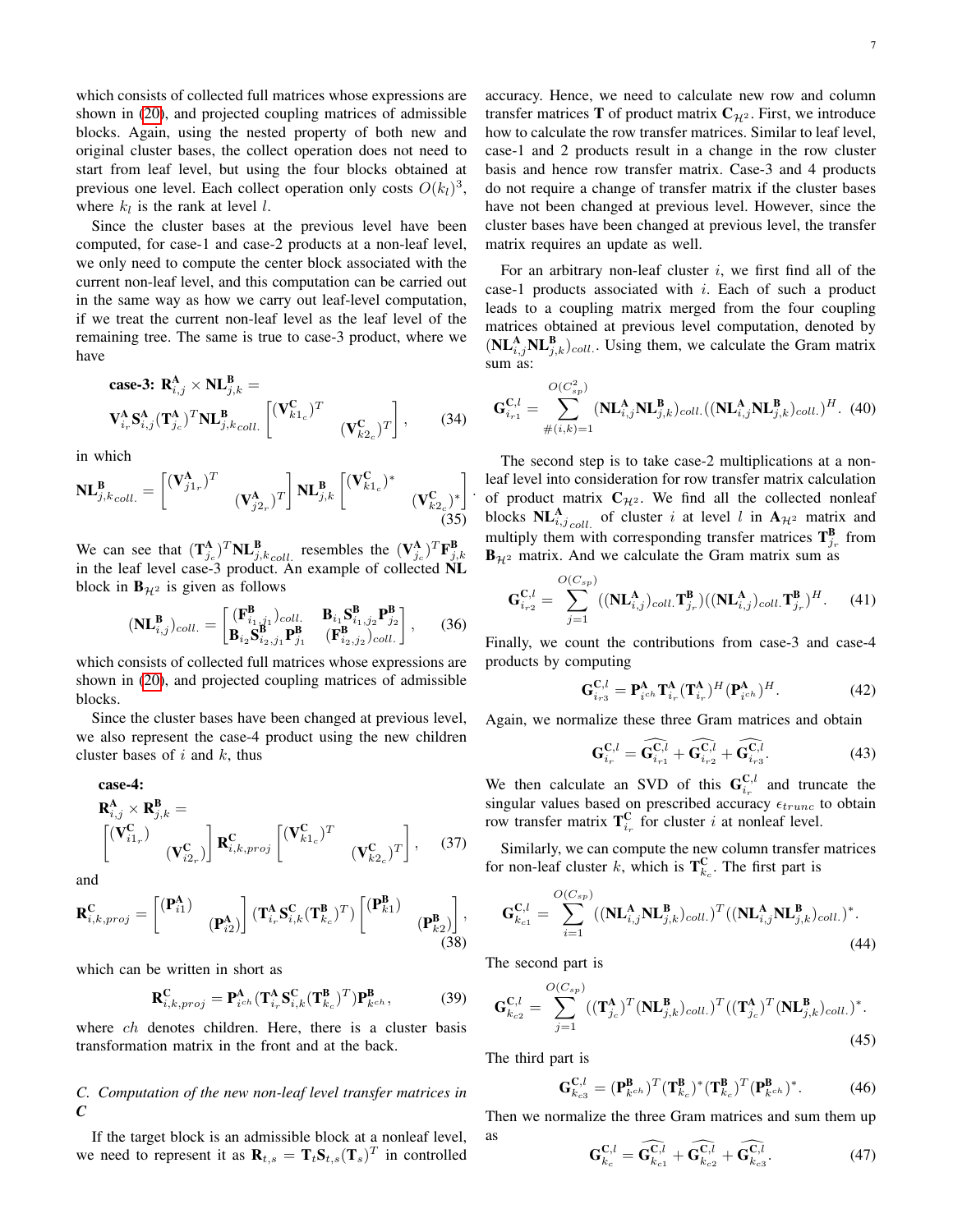which consists of collected full matrices whose expressions are shown in (20), and projected coupling matrices of admissible blocks. Again, using the nested property of both new and original cluster bases, the collect operation does not need to start from leaf level, but using the four blocks obtained at previous one level. Each collect operation only costs $O(k_l)^3$, where $k_l$ is the rank at level $l$.

Since the cluster bases at the previous level have been computed, for case-1 and case-2 products at a non-leaf level, we only need to compute the center block associated with the current non-leaf level, and this computation can be carried out in the same way as how we carry out leaf-level computation, if we treat the current non-leaf level as the leaf level of the remaining tree. The same is true to case-3 product, where we have

$$\begin{aligned}&\textbf{case-3: } \mathbf{R}^{\mathbf{A}}_{i,j} \times \mathbf{NL}^{\mathbf{B}}_{j,k} = \\ &\mathbf{V}^{\mathbf{A}}_{i_r}\mathbf{S}^{\mathbf{A}}_{i,j}(\mathbf{T}^{\mathbf{A}}_{j_c})^T\mathbf{NL}^{\mathbf{B}}_{j,k_{coll.}}\begin{bmatrix}(\mathbf{V}^{\mathbf{C}}_{k1_c})^T & \\ & (\mathbf{V}^{\mathbf{C}}_{k2_c})^T\end{bmatrix},\end{aligned} \tag{34}$$

in which

$$\mathbf{NL}^{\mathbf{B}}_{j,k_{coll.}} = \begin{bmatrix}(\mathbf{V}^{\mathbf{A}}_{j1_r})^T & \\ & (\mathbf{V}^{\mathbf{A}}_{j2_r})^T\end{bmatrix}\mathbf{NL}^{\mathbf{B}}_{j,k}\begin{bmatrix}(\mathbf{V}^{\mathbf{C}}_{k1_c})^* & \\ & (\mathbf{V}^{\mathbf{C}}_{k2_c})^*\end{bmatrix}. \tag{35}$$

We can see that $(\mathbf{T}^{\mathbf{A}}_{j_c})^T\mathbf{NL}^{\mathbf{B}}_{j,k_{coll.}}$ resembles the $(\mathbf{V}^{\mathbf{A}}_{j_c})^T\mathbf{F}^{\mathbf{B}}_{j,k}$ in the leaf level case-3 product. An example of collected $\mathbf{NL}$ block in $\mathbf{B}_{\mathcal{H}^2}$ is given as follows

$$(\mathbf{NL}^{\mathbf{B}}_{i,j})_{coll.} = \begin{bmatrix}(\mathbf{F}^{\mathbf{B}}_{i_1,j_1})_{coll.} & \mathbf{B}_{i_1}\mathbf{S}^{\mathbf{B}}_{i_1,j_2}\mathbf{P}^{\mathbf{B}}_{j_2} \\ \mathbf{B}_{i_2}\mathbf{S}^{\mathbf{B}}_{i_2,j_1}\mathbf{P}^{\mathbf{B}}_{j_1} & (\mathbf{F}^{\mathbf{B}}_{i_2,j_2})_{coll.}\end{bmatrix}, \tag{36}$$

which consists of collected full matrices whose expressions are shown in (20), and projected coupling matrices of admissible blocks.

Since the cluster bases have been changed at previous level, we also represent the case-4 product using the new children cluster bases of $i$ and $k$, thus

$$\begin{aligned}&\textbf{case-4:} \\ &\mathbf{R}^{\mathbf{A}}_{i,j} \times \mathbf{R}^{\mathbf{B}}_{j,k} = \\ &\begin{bmatrix}(\mathbf{V}^{\mathbf{C}}_{i1_r}) & \\ & (\mathbf{V}^{\mathbf{C}}_{i2_r})\end{bmatrix}\mathbf{R}^{\mathbf{C}}_{i,k,proj}\begin{bmatrix}(\mathbf{V}^{\mathbf{C}}_{k1_c})^T & \\ & (\mathbf{V}^{\mathbf{C}}_{k2_c})^T\end{bmatrix},\end{aligned} \tag{37}$$

and

$$\mathbf{R}^{\mathbf{C}}_{i,k,proj} = \begin{bmatrix}(\mathbf{P}^{\mathbf{A}}_{i1}) & \\ & (\mathbf{P}^{\mathbf{A}}_{i2})\end{bmatrix}(\mathbf{T}^{\mathbf{A}}_{i_r}\mathbf{S}^{\mathbf{C}}_{i,k}(\mathbf{T}^{\mathbf{B}}_{k_c})^T)\begin{bmatrix}(\mathbf{P}^{\mathbf{B}}_{k1}) & \\ & (\mathbf{P}^{\mathbf{B}}_{k2})\end{bmatrix}, \tag{38}$$

which can be written in short as

$$\mathbf{R}^{\mathbf{C}}_{i,k,proj} = \mathbf{P}^{\mathbf{A}}_{i^{ch}}(\mathbf{T}^{\mathbf{A}}_{i_r}\mathbf{S}^{\mathbf{C}}_{i,k}(\mathbf{T}^{\mathbf{B}}_{k_c})^T)\mathbf{P}^{\mathbf{B}}_{k^{ch}}, \tag{39}$$

where $ch$ denotes children. Here, there is a cluster basis transformation matrix in the front and at the back.

### *C. Computation of the new non-leaf level transfer matrices in C*

If the target block is an admissible block at a nonleaf level, we need to represent it as $\mathbf{R}_{t,s} = \mathbf{T}_t\mathbf{S}_{t,s}(\mathbf{T}_s)^T$ in controlled accuracy. Hence, we need to calculate new row and column transfer matrices $\mathbf{T}$ of product matrix $\mathbf{C}_{\mathcal{H}^2}$. First, we introduce how to calculate the row transfer matrices. Similar to leaf level, case-1 and 2 products result in a change in the row cluster basis and hence row transfer matrix. Case-3 and 4 products do not require a change of transfer matrix if the cluster bases have not been changed at previous level. However, since the cluster bases have been changed at previous level, the transfer matrix requires an update as well.

For an arbitrary non-leaf cluster $i$, we first find all of the case-1 products associated with $i$. Each of such a product leads to a coupling matrix merged from the four coupling matrices obtained at previous level computation, denoted by $(\mathbf{NL}^{\mathbf{A}}_{i,j}\mathbf{NL}^{\mathbf{B}}_{j,k})_{coll.}$. Using them, we calculate the Gram matrix sum as:

$$\mathbf{G}^{\mathbf{C},l}_{i_{r1}} = \sum_{\#(i,k)=1}^{O(C_{sp}^2)}(\mathbf{NL}^{\mathbf{A}}_{i,j}\mathbf{NL}^{\mathbf{B}}_{j,k})_{coll.}((\mathbf{NL}^{\mathbf{A}}_{i,j}\mathbf{NL}^{\mathbf{B}}_{j,k})_{coll.})^H. \tag{40}$$

The second step is to take case-2 multiplications at a non-leaf level into consideration for row transfer matrix calculation of product matrix $\mathbf{C}_{\mathcal{H}^2}$. We find all the collected nonleaf blocks $\mathbf{NL}^{\mathbf{A}}_{i,j_{coll.}}$ of cluster $i$ at level $l$ in $\mathbf{A}_{\mathcal{H}^2}$ matrix and multiply them with corresponding transfer matrices $\mathbf{T}^{\mathbf{B}}_{j_r}$ from $\mathbf{B}_{\mathcal{H}^2}$ matrix. And we calculate the Gram matrix sum as

$$\mathbf{G}^{\mathbf{C},l}_{i_{r2}} = \sum_{j=1}^{O(C_{sp})}((\mathbf{NL}^{\mathbf{A}}_{i,j})_{coll.}\mathbf{T}^{\mathbf{B}}_{j_r})((\mathbf{NL}^{\mathbf{A}}_{i,j})_{coll.}\mathbf{T}^{\mathbf{B}}_{j_r})^H. \tag{41}$$

Finally, we count the contributions from case-3 and case-4 products by computing

$$\mathbf{G}^{\mathbf{C},l}_{i_{r3}} = \mathbf{P}^{\mathbf{A}}_{i^{ch}}\mathbf{T}^{\mathbf{A}}_{i_r}(\mathbf{T}^{\mathbf{A}}_{i_r})^H(\mathbf{P}^{\mathbf{A}}_{i^{ch}})^H. \tag{42}$$

Again, we normalize these three Gram matrices and obtain

$$\mathbf{G}^{\mathbf{C},l}_{i_r} = \widehat{\mathbf{G}^{\mathbf{C},l}_{i_{r1}}} + \widehat{\mathbf{G}^{\mathbf{C},l}_{i_{r2}}} + \widehat{\mathbf{G}^{\mathbf{C},l}_{i_{r3}}}. \tag{43}$$

We then calculate an SVD of this $\mathbf{G}^{\mathbf{C},l}_{i_r}$ and truncate the singular values based on prescribed accuracy $\epsilon_{trunc}$ to obtain row transfer matrix $\mathbf{T}^{\mathbf{C}}_{i_r}$ for cluster $i$ at nonleaf level.

Similarly, we can compute the new column transfer matrices for non-leaf cluster $k$, which is $\mathbf{T}^{\mathbf{C}}_{k_c}$. The first part is

$$\mathbf{G}^{\mathbf{C},l}_{k_{c1}} = \sum_{i=1}^{O(C_{sp})}((\mathbf{NL}^{\mathbf{A}}_{i,j}\mathbf{NL}^{\mathbf{B}}_{j,k})_{coll.})^T((\mathbf{NL}^{\mathbf{A}}_{i,j}\mathbf{NL}^{\mathbf{B}}_{j,k})_{coll.})^*. \tag{44}$$

The second part is

$$\mathbf{G}^{\mathbf{C},l}_{k_{c2}} = \sum_{j=1}^{O(C_{sp})}((\mathbf{T}^{\mathbf{A}}_{j_c})^T(\mathbf{NL}^{\mathbf{B}}_{j,k})_{coll.})^T((\mathbf{T}^{\mathbf{A}}_{j_c})^T(\mathbf{NL}^{\mathbf{B}}_{j,k})_{coll.})^*. \tag{45}$$

The third part is

$$\mathbf{G}^{\mathbf{C},l}_{k_{c3}} = (\mathbf{P}^{\mathbf{B}}_{k^{ch}})^T(\mathbf{T}^{\mathbf{B}}_{k_c})^*(\mathbf{T}^{\mathbf{B}}_{k_c})^T(\mathbf{P}^{\mathbf{B}}_{k^{ch}})^*. \tag{46}$$

Then we normalize the three Gram matrices and sum them up as

$$\mathbf{G}^{\mathbf{C},l}_{k_c} = \widehat{\mathbf{G}^{\mathbf{C},l}_{k_{c1}}} + \widehat{\mathbf{G}^{\mathbf{C},l}_{k_{c2}}} + \widehat{\mathbf{G}^{\mathbf{C},l}_{k_{c3}}}. \tag{47}$$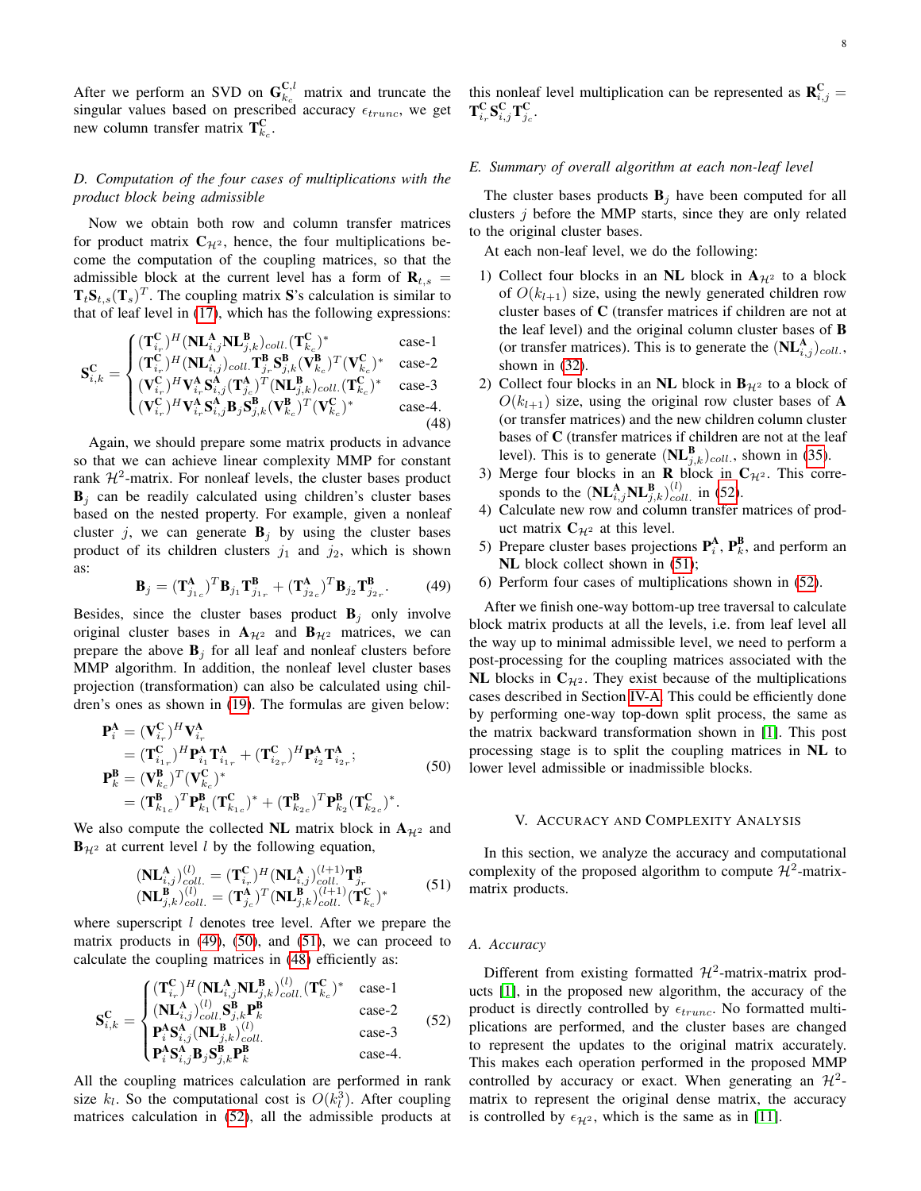After we perform an SVD on $\mathbf{G}^{\mathbf{C},l}_{k_c}$ matrix and truncate the singular values based on prescribed accuracy $\epsilon_{trunc}$, we get new column transfer matrix $\mathbf{T}^{\mathbf{C}}_{k_c}$.

### D. Computation of the four cases of multiplications with the product block being admissible

Now we obtain both row and column transfer matrices for product matrix $\mathbf{C}_{\mathcal{H}^2}$, hence, the four multiplications become the computation of the coupling matrices, so that the admissible block at the current level has a form of $\mathbf{R}_{t,s} = \mathbf{T}_t \mathbf{S}_{t,s} (\mathbf{T}_s)^T$. The coupling matrix $\mathbf{S}$'s calculation is similar to that of leaf level in (17), which has the following expressions:

$$
\mathbf{S}^{\mathbf{C}}_{i,k} = \begin{cases} (\mathbf{T}^{\mathbf{C}}_{i_r})^H (\mathbf{NL}^{\mathbf{A}}_{i,j} \mathbf{NL}^{\mathbf{B}}_{j,k})_{coll.} (\mathbf{T}^{\mathbf{C}}_{k_c})^* & \text{case-1} \\ (\mathbf{T}^{\mathbf{C}}_{i_r})^H (\mathbf{NL}^{\mathbf{A}}_{i,j})_{coll.} \mathbf{T}^{\mathbf{B}}_{j_r} \mathbf{S}^{\mathbf{B}}_{j,k} (\mathbf{V}^{\mathbf{B}}_{k_c})^T (\mathbf{V}^{\mathbf{C}}_{k_c})^* & \text{case-2} \\ (\mathbf{V}^{\mathbf{C}}_{i_r})^H \mathbf{V}^{\mathbf{A}}_{i_r} \mathbf{S}^{\mathbf{A}}_{i,j} (\mathbf{T}^{\mathbf{A}}_{j_c})^T (\mathbf{NL}^{\mathbf{B}}_{j,k})_{coll.} (\mathbf{T}^{\mathbf{C}}_{k_c})^* & \text{case-3} \\ (\mathbf{V}^{\mathbf{C}}_{i_r})^H \mathbf{V}^{\mathbf{A}}_{i_r} \mathbf{S}^{\mathbf{A}}_{i,j} \mathbf{B}_j \mathbf{S}^{\mathbf{B}}_{j,k} (\mathbf{V}^{\mathbf{B}}_{k_c})^T (\mathbf{V}^{\mathbf{C}}_{k_c})^* & \text{case-4.} \end{cases} \tag{48}
$$

Again, we should prepare some matrix products in advance so that we can achieve linear complexity MMP for constant rank $\mathcal{H}^2$-matrix. For nonleaf levels, the cluster bases product $\mathbf{B}_j$ can be readily calculated using children's cluster bases based on the nested property. For example, given a nonleaf cluster $j$, we can generate $\mathbf{B}_j$ by using the cluster bases product of its children clusters $j_1$ and $j_2$, which is shown as:

$$
\mathbf{B}_j = (\mathbf{T}^{\mathbf{A}}_{j_{1c}})^T \mathbf{B}_{j_1} \mathbf{T}^{\mathbf{B}}_{j_{1r}} + (\mathbf{T}^{\mathbf{A}}_{j_{2c}})^T \mathbf{B}_{j_2} \mathbf{T}^{\mathbf{B}}_{j_{2r}}. \tag{49}
$$

Besides, since the cluster bases product $\mathbf{B}_j$ only involve original cluster bases in $\mathbf{A}_{\mathcal{H}^2}$ and $\mathbf{B}_{\mathcal{H}^2}$ matrices, we can prepare the above $\mathbf{B}_j$ for all leaf and nonleaf clusters before MMP algorithm. In addition, the nonleaf level cluster bases projection (transformation) can also be calculated using children's ones as shown in (19). The formulas are given below:

$$
\begin{aligned}
\mathbf{P}^{\mathbf{A}}_i &= (\mathbf{V}^{\mathbf{C}}_{i_r})^H \mathbf{V}^{\mathbf{A}}_{i_r} \\
&= (\mathbf{T}^{\mathbf{C}}_{i_{1r}})^H \mathbf{P}^{\mathbf{A}}_{i_1} \mathbf{T}^{\mathbf{A}}_{i_{1r}} + (\mathbf{T}^{\mathbf{C}}_{i_{2r}})^H \mathbf{P}^{\mathbf{A}}_{i_2} \mathbf{T}^{\mathbf{A}}_{i_{2r}}; \\
\mathbf{P}^{\mathbf{B}}_k &= (\mathbf{V}^{\mathbf{B}}_{k_c})^T (\mathbf{V}^{\mathbf{C}}_{k_c})^* \\
&= (\mathbf{T}^{\mathbf{B}}_{k_{1c}})^T \mathbf{P}^{\mathbf{B}}_{k_1} (\mathbf{T}^{\mathbf{C}}_{k_{1c}})^* + (\mathbf{T}^{\mathbf{B}}_{k_{2c}})^T \mathbf{P}^{\mathbf{B}}_{k_2} (\mathbf{T}^{\mathbf{C}}_{k_{2c}})^*.
\end{aligned} \tag{50}
$$

We also compute the collected $\mathbf{NL}$ matrix block in $\mathbf{A}_{\mathcal{H}^2}$ and $\mathbf{B}_{\mathcal{H}^2}$ at current level $l$ by the following equation,

$$
\begin{aligned}
(\mathbf{NL}^{\mathbf{A}}_{i,j})^{(l)}_{coll.} &= (\mathbf{T}^{\mathbf{C}}_{i_r})^H (\mathbf{NL}^{\mathbf{A}}_{i,j})^{(l+1)}_{coll.} \mathbf{T}^{\mathbf{B}}_{j_r} \\
(\mathbf{NL}^{\mathbf{B}}_{j,k})^{(l)}_{coll.} &= (\mathbf{T}^{\mathbf{A}}_{j_c})^T (\mathbf{NL}^{\mathbf{B}}_{j,k})^{(l+1)}_{coll.} (\mathbf{T}^{\mathbf{C}}_{k_c})^*
\end{aligned} \tag{51}
$$

where superscript $l$ denotes tree level. After we prepare the matrix products in (49), (50), and (51), we can proceed to calculate the coupling matrices in (48) efficiently as:

$$
\mathbf{S}^{\mathbf{C}}_{i,k} = \begin{cases} (\mathbf{T}^{\mathbf{C}}_{i_r})^H (\mathbf{NL}^{\mathbf{A}}_{i,j} \mathbf{NL}^{\mathbf{B}}_{j,k})^{(l)}_{coll.} (\mathbf{T}^{\mathbf{C}}_{k_c})^* & \text{case-1} \\ (\mathbf{NL}^{\mathbf{A}}_{i,j})^{(l)}_{coll.} \mathbf{S}^{\mathbf{B}}_{j,k} \mathbf{P}^{\mathbf{B}}_k & \text{case-2} \\ \mathbf{P}^{\mathbf{A}}_i \mathbf{S}^{\mathbf{A}}_{i,j} (\mathbf{NL}^{\mathbf{B}}_{j,k})^{(l)}_{coll.} & \text{case-3} \\ \mathbf{P}^{\mathbf{A}}_i \mathbf{S}^{\mathbf{A}}_{i,j} \mathbf{B}_j \mathbf{S}^{\mathbf{B}}_{j,k} \mathbf{P}^{\mathbf{B}}_k & \text{case-4.} \end{cases} \tag{52}
$$

All the coupling matrices calculation are performed in rank size $k_l$. So the computational cost is $O(k_l^3)$. After coupling matrices calculation in (52), all the admissible products at this nonleaf level multiplication can be represented as $\mathbf{R}^{\mathbf{C}}_{i,j} = \mathbf{T}^{\mathbf{C}}_{i_r} \mathbf{S}^{\mathbf{C}}_{i,j} \mathbf{T}^{\mathbf{C}}_{j_c}$.

### E. Summary of overall algorithm at each non-leaf level

The cluster bases products $\mathbf{B}_j$ have been computed for all clusters $j$ before the MMP starts, since they are only related to the original cluster bases.

At each non-leaf level, we do the following:

1) Collect four blocks in an $\mathbf{NL}$ block in $\mathbf{A}_{\mathcal{H}^2}$ to a block of $O(k_{l+1})$ size, using the newly generated children row cluster bases of $\mathbf{C}$ (transfer matrices if children are not at the leaf level) and the original column cluster bases of $\mathbf{B}$ (or transfer matrices). This is to generate the $(\mathbf{NL}^{\mathbf{A}}_{i,j})_{coll.}$, shown in (32).
2) Collect four blocks in an $\mathbf{NL}$ block in $\mathbf{B}_{\mathcal{H}^2}$ to a block of $O(k_{l+1})$ size, using the original row cluster bases of $\mathbf{A}$ (or transfer matrices) and the new children column cluster bases of $\mathbf{C}$ (transfer matrices if children are not at the leaf level). This is to generate $(\mathbf{NL}^{\mathbf{B}}_{j,k})_{coll.}$, shown in (35).
3) Merge four blocks in an $\mathbf{R}$ block in $\mathbf{C}_{\mathcal{H}^2}$. This corresponds to the $(\mathbf{NL}^{\mathbf{A}}_{i,j} \mathbf{NL}^{\mathbf{B}}_{j,k})^{(l)}_{coll.}$ in (52).
4) Calculate new row and column transfer matrices of product matrix $\mathbf{C}_{\mathcal{H}^2}$ at this level.
5) Prepare cluster bases projections $\mathbf{P}^{\mathbf{A}}_i$, $\mathbf{P}^{\mathbf{B}}_k$, and perform an $\mathbf{NL}$ block collect shown in (51);
6) Perform four cases of multiplications shown in (52).

After we finish one-way bottom-up tree traversal to calculate block matrix products at all the levels, i.e. from leaf level all the way up to minimal admissible level, we need to perform a post-processing for the coupling matrices associated with the $\mathbf{NL}$ blocks in $\mathbf{C}_{\mathcal{H}^2}$. They exist because of the multiplications cases described in Section IV-A. This could be efficiently done by performing one-way top-down split process, the same as the matrix backward transformation shown in [1]. This post processing stage is to split the coupling matrices in $\mathbf{NL}$ to lower level admissible or inadmissible blocks.

## V. Accuracy and Complexity Analysis

In this section, we analyze the accuracy and computational complexity of the proposed algorithm to compute $\mathcal{H}^2$-matrix-matrix products.

### A. Accuracy

Different from existing formatted $\mathcal{H}^2$-matrix-matrix products [1], in the proposed new algorithm, the accuracy of the product is directly controlled by $\epsilon_{trunc}$. No formatted multiplications are performed, and the cluster bases are changed to represent the updates to the original matrix accurately. This makes each operation performed in the proposed MMP controlled by accuracy or exact. When generating an $\mathcal{H}^2$-matrix to represent the original dense matrix, the accuracy is controlled by $\epsilon_{\mathcal{H}^2}$, which is the same as in [11].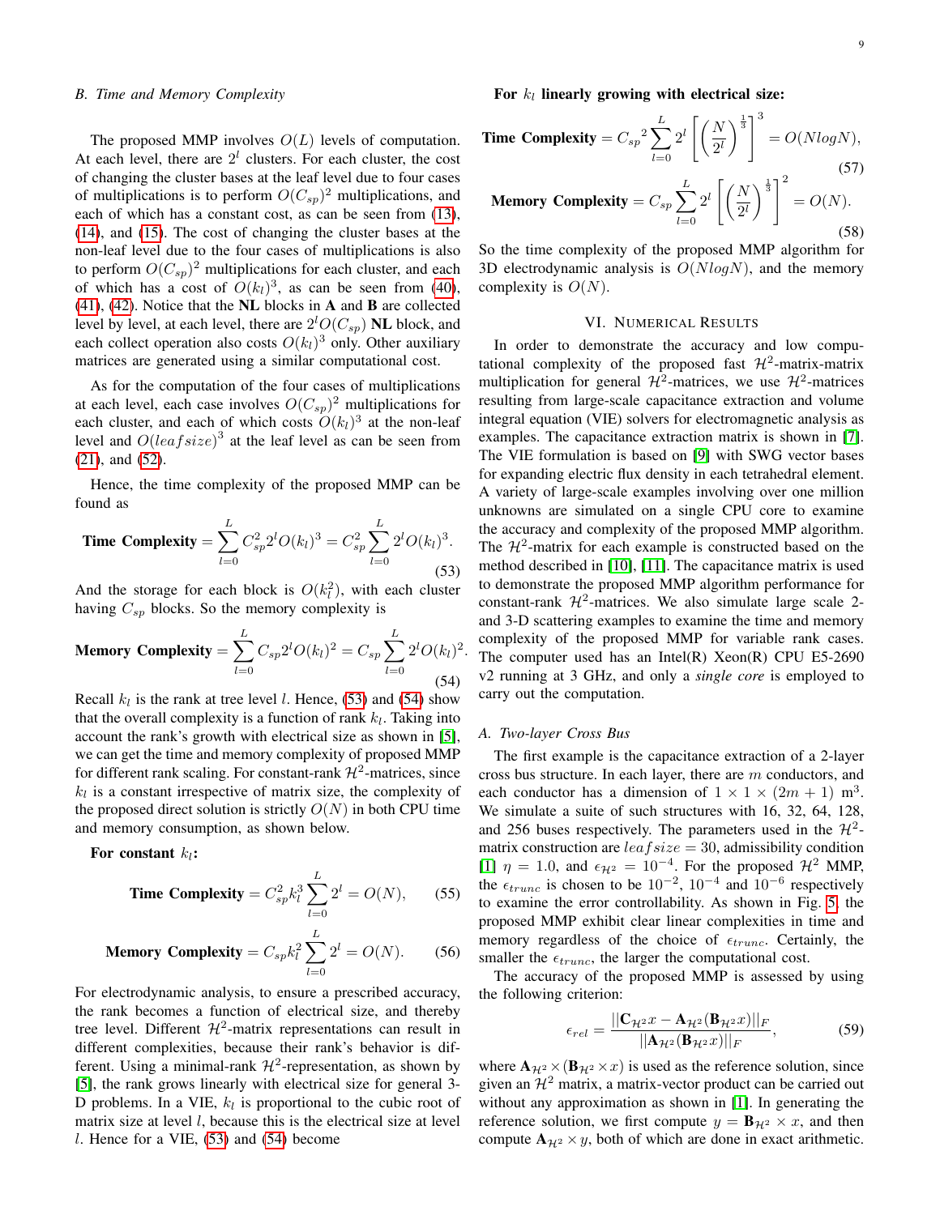### B. Time and Memory Complexity

The proposed MMP involves $O(L)$ levels of computation. At each level, there are $2^l$ clusters. For each cluster, the cost of changing the cluster bases at the leaf level due to four cases of multiplications is to perform $O(C_{sp})^2$ multiplications, and each of which has a constant cost, as can be seen from (13), (14), and (15). The cost of changing the cluster bases at the non-leaf level due to the four cases of multiplications is also to perform $O(C_{sp})^2$ multiplications for each cluster, and each of which has a cost of $O(k_l)^3$, as can be seen from (40), (41), (42). Notice that the **NL** blocks in **A** and **B** are collected level by level, at each level, there are $2^l O(C_{sp})$ **NL** block, and each collect operation also costs $O(k_l)^3$ only. Other auxiliary matrices are generated using a similar computational cost.

As for the computation of the four cases of multiplications at each level, each case involves $O(C_{sp})^2$ multiplications for each cluster, and each of which costs $O(k_l)^3$ at the non-leaf level and $O(leafsize)^3$ at the leaf level as can be seen from (21), and (52).

Hence, the time complexity of the proposed MMP can be found as

$$\textbf{Time Complexity} = \sum_{l=0}^{L} C_{sp}^2 2^l O(k_l)^3 = C_{sp}^2 \sum_{l=0}^{L} 2^l O(k_l)^3. \tag{53}$$

And the storage for each block is $O(k_l^2)$, with each cluster having $C_{sp}$ blocks. So the memory complexity is

$$\textbf{Memory Complexity} = \sum_{l=0}^{L} C_{sp} 2^l O(k_l)^2 = C_{sp} \sum_{l=0}^{L} 2^l O(k_l)^2. \tag{54}$$

Recall $k_l$ is the rank at tree level $l$. Hence, (53) and (54) show that the overall complexity is a function of rank $k_l$. Taking into account the rank's growth with electrical size as shown in [5], we can get the time and memory complexity of proposed MMP for different rank scaling. For constant-rank $\mathcal{H}^2$-matrices, since $k_l$ is a constant irrespective of matrix size, the complexity of the proposed direct solution is strictly $O(N)$ in both CPU time and memory consumption, as shown below.

**For constant $k_l$:**

$$\textbf{Time Complexity} = C_{sp}^2 k_l^3 \sum_{l=0}^{L} 2^l = O(N), \tag{55}$$

$$\textbf{Memory Complexity} = C_{sp} k_l^2 \sum_{l=0}^{L} 2^l = O(N). \tag{56}$$

For electrodynamic analysis, to ensure a prescribed accuracy, the rank becomes a function of electrical size, and thereby tree level. Different $\mathcal{H}^2$-matrix representations can result in different complexities, because their rank's behavior is different. Using a minimal-rank $\mathcal{H}^2$-representation, as shown by [5], the rank grows linearly with electrical size for general 3-D problems. In a VIE, $k_l$ is proportional to the cubic root of matrix size at level $l$, because this is the electrical size at level $l$. Hence for a VIE, (53) and (54) become

**For $k_l$ linearly growing with electrical size:**

$$\textbf{Time Complexity} = {C_{sp}}^2 \sum_{l=0}^{L} 2^l \left[ \left( \frac{N}{2^l} \right)^{\frac{1}{3}} \right]^3 = O(NlogN), \tag{57}$$

$$\textbf{Memory Complexity} = C_{sp} \sum_{l=0}^{L} 2^l \left[ \left( \frac{N}{2^l} \right)^{\frac{1}{3}} \right]^2 = O(N). \tag{58}$$

So the time complexity of the proposed MMP algorithm for 3D electrodynamic analysis is $O(NlogN)$, and the memory complexity is $O(N)$.

## VI. Numerical Results

In order to demonstrate the accuracy and low computational complexity of the proposed fast $\mathcal{H}^2$-matrix-matrix multiplication for general $\mathcal{H}^2$-matrices, we use $\mathcal{H}^2$-matrices resulting from large-scale capacitance extraction and volume integral equation (VIE) solvers for electromagnetic analysis as examples. The capacitance extraction matrix is shown in [7]. The VIE formulation is based on [9] with SWG vector bases for expanding electric flux density in each tetrahedral element. A variety of large-scale examples involving over one million unknowns are simulated on a single CPU core to examine the accuracy and complexity of the proposed MMP algorithm. The $\mathcal{H}^2$-matrix for each example is constructed based on the method described in [10], [11]. The capacitance matrix is used to demonstrate the proposed MMP algorithm performance for constant-rank $\mathcal{H}^2$-matrices. We also simulate large scale 2- and 3-D scattering examples to examine the time and memory complexity of the proposed MMP for variable rank cases. The computer used has an Intel(R) Xeon(R) CPU E5-2690 v2 running at 3 GHz, and only a *single core* is employed to carry out the computation.

### A. Two-layer Cross Bus

The first example is the capacitance extraction of a 2-layer cross bus structure. In each layer, there are $m$ conductors, and each conductor has a dimension of $1 \times 1 \times (2m+1)$ m$^3$. We simulate a suite of such structures with 16, 32, 64, 128, and 256 buses respectively. The parameters used in the $\mathcal{H}^2$-matrix construction are $leafsize = 30$, admissibility condition [1] $\eta = 1.0$, and $\epsilon_{\mathcal{H}^2} = 10^{-4}$. For the proposed $\mathcal{H}^2$ MMP, the $\epsilon_{trunc}$ is chosen to be $10^{-2}$, $10^{-4}$ and $10^{-6}$ respectively to examine the error controllability. As shown in Fig. 5, the proposed MMP exhibit clear linear complexities in time and memory regardless of the choice of $\epsilon_{trunc}$. Certainly, the smaller the $\epsilon_{trunc}$, the larger the computational cost.

The accuracy of the proposed MMP is assessed by using the following criterion:

$$\epsilon_{rel} = \frac{||\mathbf{C}_{\mathcal{H}^2} x - \mathbf{A}_{\mathcal{H}^2}(\mathbf{B}_{\mathcal{H}^2} x)||_F}{||\mathbf{A}_{\mathcal{H}^2}(\mathbf{B}_{\mathcal{H}^2} x)||_F}, \tag{59}$$

where $\mathbf{A}_{\mathcal{H}^2} \times (\mathbf{B}_{\mathcal{H}^2} \times x)$ is used as the reference solution, since given an $\mathcal{H}^2$ matrix, a matrix-vector product can be carried out without any approximation as shown in [1]. In generating the reference solution, we first compute $y = \mathbf{B}_{\mathcal{H}^2} \times x$, and then compute $\mathbf{A}_{\mathcal{H}^2} \times y$, both of which are done in exact arithmetic.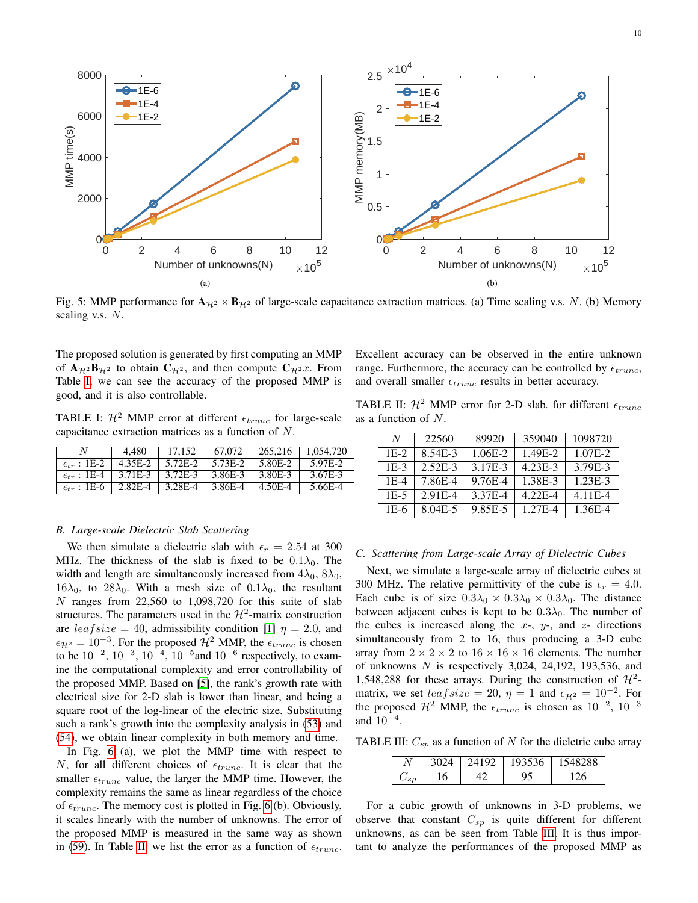Fig. 5: MMP performance for $\mathbf{A}_{\mathcal{H}^2} \times \mathbf{B}_{\mathcal{H}^2}$ of large-scale capacitance extraction matrices. (a) Time scaling v.s. $N$. (b) Memory scaling v.s. $N$.

The proposed solution is generated by first computing an MMP of $\mathbf{A}_{\mathcal{H}^2}\mathbf{B}_{\mathcal{H}^2}$ to obtain $\mathbf{C}_{\mathcal{H}^2}$, and then compute $\mathbf{C}_{\mathcal{H}^2}x$. From Table I, we can see the accuracy of the proposed MMP is good, and it is also controllable.

TABLE I: $\mathcal{H}^2$ MMP error at different $\epsilon_{trunc}$ for large-scale capacitance extraction matrices as a function of $N$.

| $N$ | 4,480 | 17,152 | 67,072 | 265,216 | 1,054,720 |
|---|---|---|---|---|---|
| $\epsilon_{tr}$ : 1E-2 | 4.35E-2 | 5.72E-2 | 5.73E-2 | 5.80E-2 | 5.97E-2 |
| $\epsilon_{tr}$ : 1E-4 | 3.71E-3 | 3.72E-3 | 3.86E-3 | 3.80E-3 | 3.67E-3 |
| $\epsilon_{tr}$ : 1E-6 | 2.82E-4 | 3.28E-4 | 3.86E-4 | 4.50E-4 | 5.66E-4 |

### B. Large-scale Dielectric Slab Scattering

We then simulate a dielectric slab with $\epsilon_r = 2.54$ at 300 MHz. The thickness of the slab is fixed to be $0.1\lambda_0$. The width and length are simultaneously increased from $4\lambda_0$, $8\lambda_0$, $16\lambda_0$, to $28\lambda_0$. With a mesh size of $0.1\lambda_0$, the resultant $N$ ranges from 22,560 to 1,098,720 for this suite of slab structures. The parameters used in the $\mathcal{H}^2$-matrix construction are $leafsize = 40$, admissibility condition [1] $\eta = 2.0$, and $\epsilon_{\mathcal{H}^2} = 10^{-3}$. For the proposed $\mathcal{H}^2$ MMP, the $\epsilon_{trunc}$ is chosen to be $10^{-2}$, $10^{-3}$, $10^{-4}$, $10^{-5}$and $10^{-6}$ respectively, to examine the computational complexity and error controllability of the proposed MMP. Based on [5], the rank's growth rate with electrical size for 2-D slab is lower than linear, and being a square root of the log-linear of the electric size. Substituting such a rank's growth into the complexity analysis in (53) and (54), we obtain linear complexity in both memory and time.

In Fig. 6 (a), we plot the MMP time with respect to $N$, for all different choices of $\epsilon_{trunc}$. It is clear that the smaller $\epsilon_{trunc}$ value, the larger the MMP time. However, the complexity remains the same as linear regardless of the choice of $\epsilon_{trunc}$. The memory cost is plotted in Fig. 6 (b). Obviously, it scales linearly with the number of unknowns. The error of the proposed MMP is measured in the same way as shown in (59). In Table II, we list the error as a function of $\epsilon_{trunc}$. Excellent accuracy can be observed in the entire unknown range. Furthermore, the accuracy can be controlled by $\epsilon_{trunc}$, and overall smaller $\epsilon_{trunc}$ results in better accuracy.

TABLE II: $\mathcal{H}^2$ MMP error for 2-D slab. for different $\epsilon_{trunc}$ as a function of $N$.

| $N$ | 22560 | 89920 | 359040 | 1098720 |
|---|---|---|---|---|
| 1E-2 | 8.54E-3 | 1.06E-2 | 1.49E-2 | 1.07E-2 |
| 1E-3 | 2.52E-3 | 3.17E-3 | 4.23E-3 | 3.79E-3 |
| 1E-4 | 7.86E-4 | 9.76E-4 | 1.38E-3 | 1.23E-3 |
| 1E-5 | 2.91E-4 | 3.37E-4 | 4.22E-4 | 4.11E-4 |
| 1E-6 | 8.04E-5 | 9.85E-5 | 1.27E-4 | 1.36E-4 |

### C. Scattering from Large-scale Array of Dielectric Cubes

Next, we simulate a large-scale array of dielectric cubes at 300 MHz. The relative permittivity of the cube is $\epsilon_r = 4.0$. Each cube is of size $0.3\lambda_0 \times 0.3\lambda_0 \times 0.3\lambda_0$. The distance between adjacent cubes is kept to be $0.3\lambda_0$. The number of the cubes is increased along the $x$-, $y$-, and $z$- directions simultaneously from 2 to 16, thus producing a 3-D cube array from $2 \times 2 \times 2$ to $16 \times 16 \times 16$ elements. The number of unknowns $N$ is respectively 3,024, 24,192, 193,536, and 1,548,288 for these arrays. During the construction of $\mathcal{H}^2$-matrix, we set $leafsize = 20$, $\eta = 1$ and $\epsilon_{\mathcal{H}^2} = 10^{-2}$. For the proposed $\mathcal{H}^2$ MMP, the $\epsilon_{trunc}$ is chosen as $10^{-2}$, $10^{-3}$ and $10^{-4}$.

TABLE III: $C_{sp}$ as a function of $N$ for the dieletric cube array

| $N$ | 3024 | 24192 | 193536 | 1548288 |
|---|---|---|---|---|
| $C_{sp}$ | 16 | 42 | 95 | 126 |

For a cubic growth of unknowns in 3-D problems, we observe that constant $C_{sp}$ is quite different for different unknowns, as can be seen from Table III. It is thus important to analyze the performances of the proposed MMP as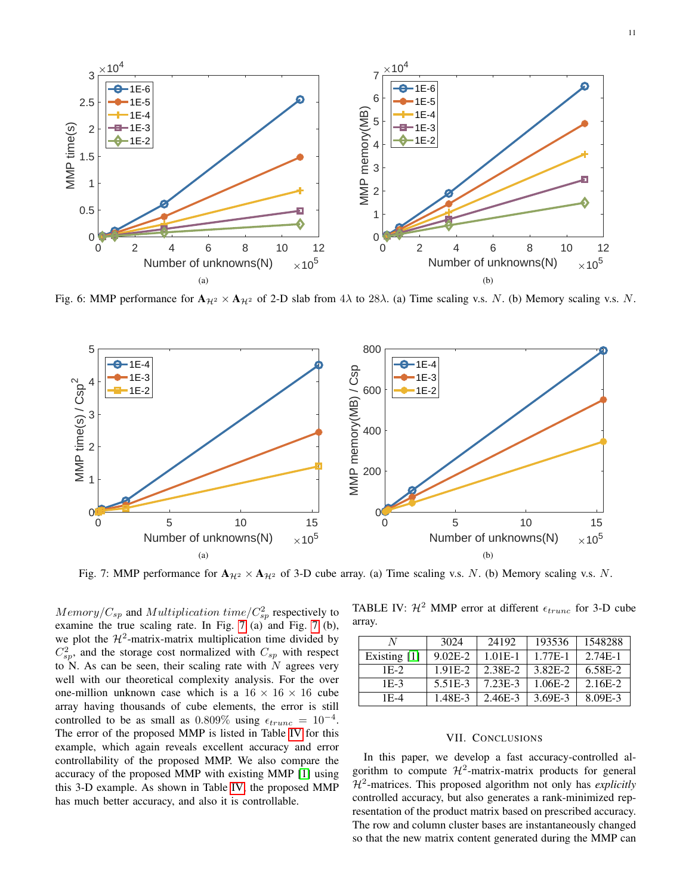Fig. 6: MMP performance for $\mathbf{A}_{\mathcal{H}^2} \times \mathbf{A}_{\mathcal{H}^2}$ of 2-D slab from $4\lambda$ to $28\lambda$. (a) Time scaling v.s. $N$. (b) Memory scaling v.s. $N$.

Fig. 7: MMP performance for $\mathbf{A}_{\mathcal{H}^2} \times \mathbf{A}_{\mathcal{H}^2}$ of 3-D cube array. (a) Time scaling v.s. $N$. (b) Memory scaling v.s. $N$.

$Memory/C_{sp}$ and $Multiplication\ time/C_{sp}^2$ respectively to examine the true scaling rate. In Fig. 7 (a) and Fig. 7 (b), we plot the $\mathcal{H}^2$-matrix-matrix multiplication time divided by $C_{sp}^2$, and the storage cost normalized with $C_{sp}$ with respect to N. As can be seen, their scaling rate with $N$ agrees very well with our theoretical complexity analysis. For the over one-million unknown case which is a $16 \times 16 \times 16$ cube array having thousands of cube elements, the error is still controlled to be as small as 0.809% using $\epsilon_{trunc} = 10^{-4}$. The error of the proposed MMP is listed in Table IV for this example, which again reveals excellent accuracy and error controllability of the proposed MMP. We also compare the accuracy of the proposed MMP with existing MMP [1] using this 3-D example. As shown in Table IV, the proposed MMP has much better accuracy, and also it is controllable.

TABLE IV: $\mathcal{H}^2$ MMP error at different $\epsilon_{trunc}$ for 3-D cube array.

| $N$ | 3024 | 24192 | 193536 | 1548288 |
|---|---|---|---|---|
| Existing [1] | 9.02E-2 | 1.01E-1 | 1.77E-1 | 2.74E-1 |
| 1E-2 | 1.91E-2 | 2.38E-2 | 3.82E-2 | 6.58E-2 |
| 1E-3 | 5.51E-3 | 7.23E-3 | 1.06E-2 | 2.16E-2 |
| 1E-4 | 1.48E-3 | 2.46E-3 | 3.69E-3 | 8.09E-3 |

## VII. Conclusions

In this paper, we develop a fast accuracy-controlled algorithm to compute $\mathcal{H}^2$-matrix-matrix products for general $\mathcal{H}^2$-matrices. This proposed algorithm not only has *explicitly* controlled accuracy, but also generates a rank-minimized representation of the product matrix based on prescribed accuracy. The row and column cluster bases are instantaneously changed so that the new matrix content generated during the MMP can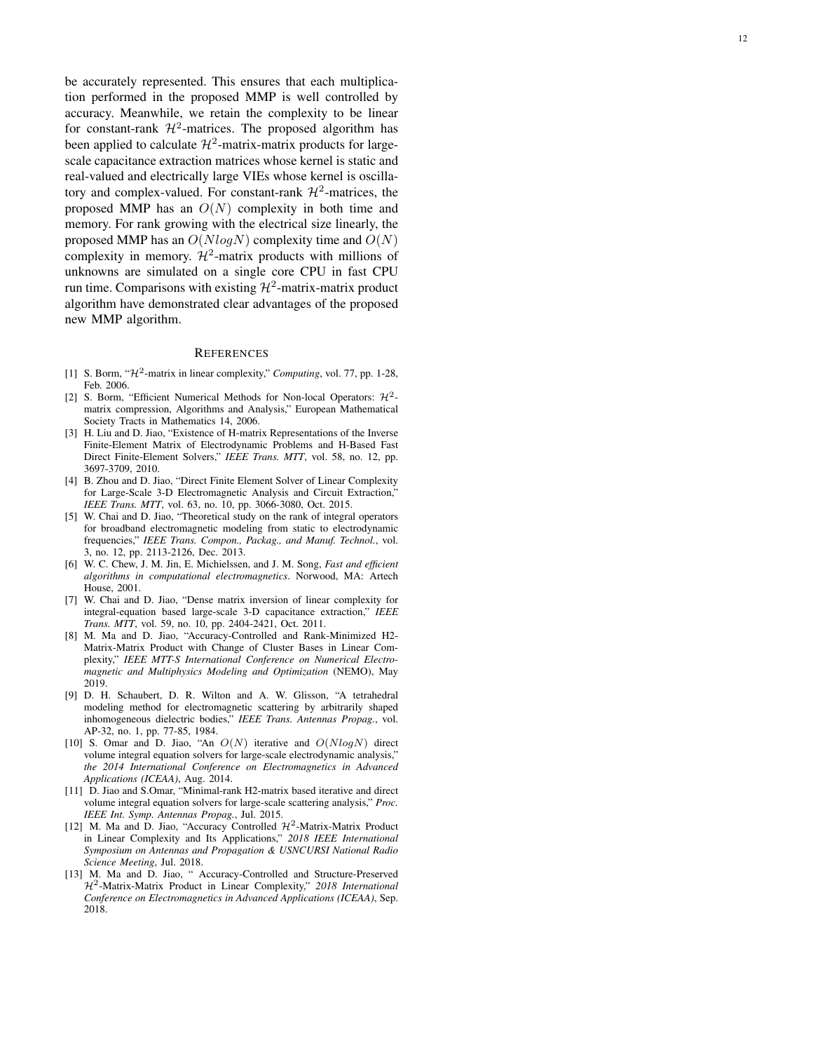be accurately represented. This ensures that each multiplication performed in the proposed MMP is well controlled by accuracy. Meanwhile, we retain the complexity to be linear for constant-rank $\mathcal{H}^2$-matrices. The proposed algorithm has been applied to calculate $\mathcal{H}^2$-matrix-matrix products for large-scale capacitance extraction matrices whose kernel is static and real-valued and electrically large VIEs whose kernel is oscillatory and complex-valued. For constant-rank $\mathcal{H}^2$-matrices, the proposed MMP has an $O(N)$ complexity in both time and memory. For rank growing with the electrical size linearly, the proposed MMP has an $O(NlogN)$ complexity time and $O(N)$ complexity in memory. $\mathcal{H}^2$-matrix products with millions of unknowns are simulated on a single core CPU in fast CPU run time. Comparisons with existing $\mathcal{H}^2$-matrix-matrix product algorithm have demonstrated clear advantages of the proposed new MMP algorithm.

## REFERENCES

[1] S. Borm, "$\mathcal{H}^2$-matrix in linear complexity," *Computing*, vol. 77, pp. 1-28, Feb. 2006.

[2] S. Borm, "Efficient Numerical Methods for Non-local Operators: $\mathcal{H}^2$-matrix compression, Algorithms and Analysis," European Mathematical Society Tracts in Mathematics 14, 2006.

[3] H. Liu and D. Jiao, "Existence of H-matrix Representations of the Inverse Finite-Element Matrix of Electrodynamic Problems and H-Based Fast Direct Finite-Element Solvers," *IEEE Trans. MTT*, vol. 58, no. 12, pp. 3697-3709, 2010.

[4] B. Zhou and D. Jiao, "Direct Finite Element Solver of Linear Complexity for Large-Scale 3-D Electromagnetic Analysis and Circuit Extraction," *IEEE Trans. MTT*, vol. 63, no. 10, pp. 3066-3080, Oct. 2015.

[5] W. Chai and D. Jiao, "Theoretical study on the rank of integral operators for broadband electromagnetic modeling from static to electrodynamic frequencies," *IEEE Trans. Compon., Packag., and Manuf. Technol.*, vol. 3, no. 12, pp. 2113-2126, Dec. 2013.

[6] W. C. Chew, J. M. Jin, E. Michielssen, and J. M. Song, *Fast and efficient algorithms in computational electromagnetics*. Norwood, MA: Artech House, 2001.

[7] W. Chai and D. Jiao, "Dense matrix inversion of linear complexity for integral-equation based large-scale 3-D capacitance extraction," *IEEE Trans. MTT*, vol. 59, no. 10, pp. 2404-2421, Oct. 2011.

[8] M. Ma and D. Jiao, "Accuracy-Controlled and Rank-Minimized H2-Matrix-Matrix Product with Change of Cluster Bases in Linear Complexity," *IEEE MTT-S International Conference on Numerical Electromagnetic and Multiphysics Modeling and Optimization* (NEMO), May 2019.

[9] D. H. Schaubert, D. R. Wilton and A. W. Glisson, "A tetrahedral modeling method for electromagnetic scattering by arbitrarily shaped inhomogeneous dielectric bodies," *IEEE Trans. Antennas Propag.*, vol. AP-32, no. 1, pp. 77-85, 1984.

[10] S. Omar and D. Jiao, "An $O(N)$ iterative and $O(NlogN)$ direct volume integral equation solvers for large-scale electrodynamic analysis," *the 2014 International Conference on Electromagnetics in Advanced Applications (ICEAA)*, Aug. 2014.

[11] D. Jiao and S.Omar, "Minimal-rank H2-matrix based iterative and direct volume integral equation solvers for large-scale scattering analysis," *Proc. IEEE Int. Symp. Antennas Propag.*, Jul. 2015.

[12] M. Ma and D. Jiao, "Accuracy Controlled $\mathcal{H}^2$-Matrix-Matrix Product in Linear Complexity and Its Applications," *2018 IEEE International Symposium on Antennas and Propagation & USNCURSI National Radio Science Meeting*, Jul. 2018.

[13] M. Ma and D. Jiao, " Accuracy-Controlled and Structure-Preserved $\mathcal{H}^2$-Matrix-Matrix Product in Linear Complexity," *2018 International Conference on Electromagnetics in Advanced Applications (ICEAA)*, Sep. 2018.